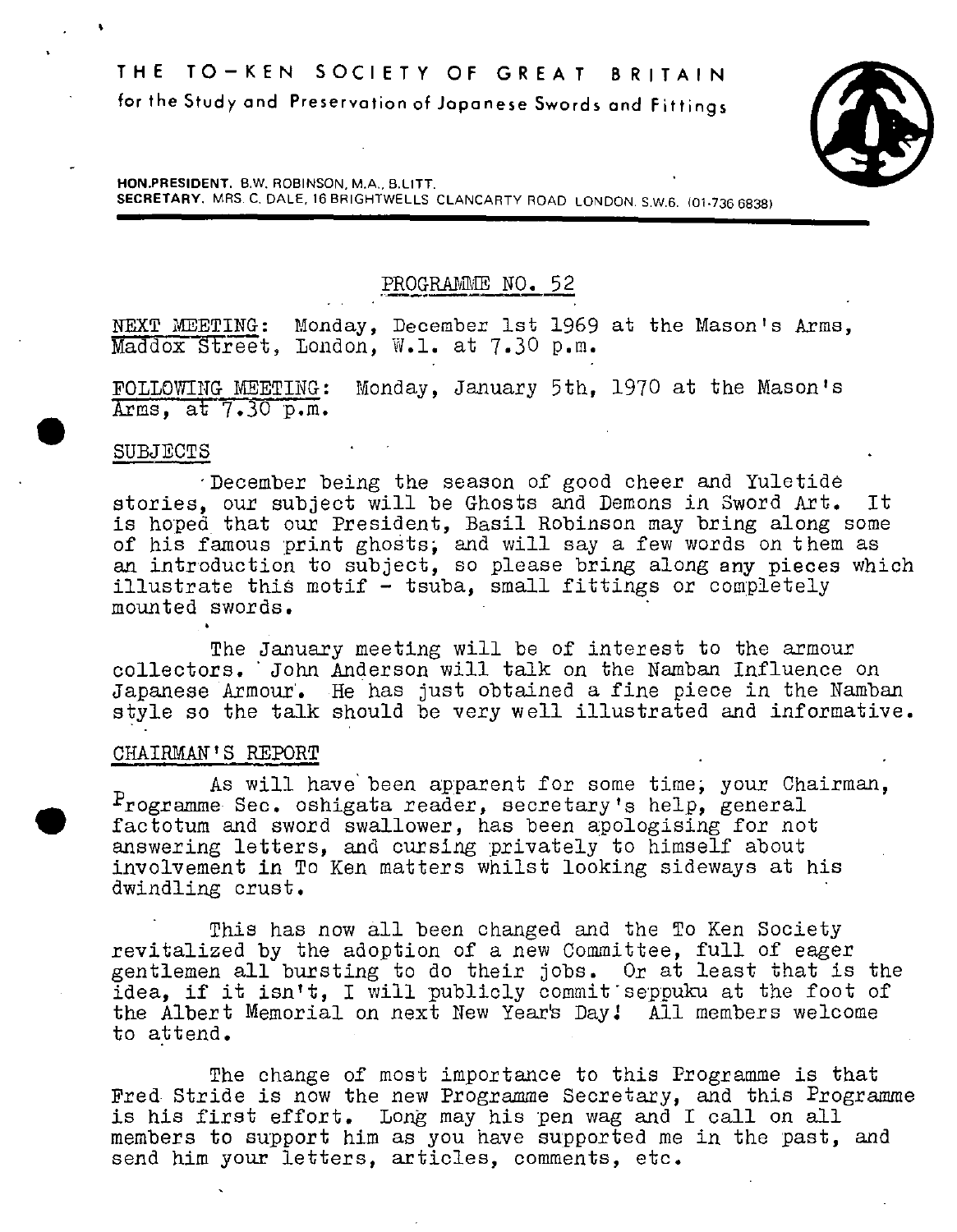# THE TO-KEN SOCIETY OF GREAT BRITAIN

for the Study and Preservation of Japanese Swords and Fittings

**HON.PRESIDENT.** B.W. ROBINSON, M.A., B.LITT.
**SECRETARY.** MRS. C. DALE, 16 BRIGHTWELLS CLANCARTY ROAD LONDON. S.W.6. (01-736 6838)

## PROGRAMME NO. 52

NEXT MEETING: Monday, December 1st 1969 at the Mason's Arms, Maddox Street, London, W.1. at 7.30 p.m.

FOLLOWING MEETING: Monday, January 5th, 1970 at the Mason's Arms, at 7.30 p.m.

### SUBJECTS

December being the season of good cheer and Yuletide stories, our subject will be Ghosts and Demons in Sword Art. It is hoped that our President, Basil Robinson may bring along some of his famous print ghosts, and will say a few words on them as an introduction to subject, so please bring along any pieces which illustrate this motif - tsuba, small fittings or completely mounted swords.

The January meeting will be of interest to the armour collectors. John Anderson will talk on the Namban Influence on Japanese Armour. He has just obtained a fine piece in the Namban style so the talk should be very well illustrated and informative.

### CHAIRMAN'S REPORT

As will have been apparent for some time, your Chairman, Programme Sec. oshigata reader, secretary's help, general factotum and sword swallower, has been apologising for not answering letters, and cursing privately to himself about involvement in To Ken matters whilst looking sideways at his dwindling crust.

This has now all been changed and the To Ken Society revitalized by the adoption of a new Committee, full of eager gentlemen all bursting to do their jobs. Or at least that is the idea, if it isn't, I will publicly commit seppuku at the foot of the Albert Memorial on next New Year's Day! All members welcome to attend.

The change of most importance to this Programme is that Fred Stride is now the new Programme Secretary, and this Programme is his first effort. Long may his pen wag and I call on all members to support him as you have supported me in the past, and send him your letters, articles, comments, etc.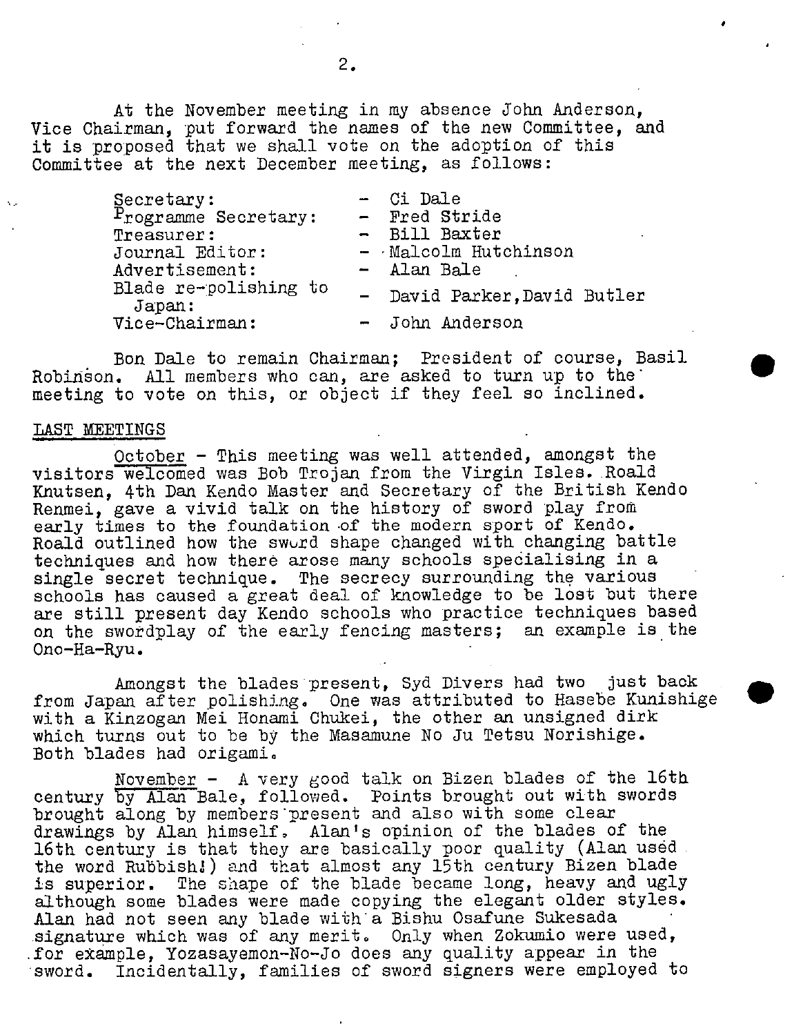At the November meeting in my absence John Anderson, Vice Chairman, put forward the names of the new Committee, and it is proposed that we shall vote on the adoption of this Committee at the next December meeting, as follows:

| | |
|---|---|
| Secretary: | - Ci Dale |
| Programme Secretary: | - Fred Stride |
| Treasurer: | - Bill Baxter |
| Journal Editor: | - Malcolm Hutchinson |
| Advertisement: | - Alan Bale |
| Blade re-polishing to Japan: | - David Parker, David Butler |
| Vice-Chairman: | - John Anderson |

Bon Dale to remain Chairman; President of course, Basil Robinson. All members who can, are asked to turn up to the meeting to vote on this, or object if they feel so inclined.

## LAST MEETINGS

October - This meeting was well attended, amongst the visitors welcomed was Bob Trojan from the Virgin Isles. Roald Knutsen, 4th Dan Kendo Master and Secretary of the British Kendo Renmei, gave a vivid talk on the history of sword play from early times to the foundation of the modern sport of Kendo. Roald outlined how the sword shape changed with changing battle techniques and how there arose many schools specialising in a single secret technique. The secrecy surrounding the various schools has caused a great deal of knowledge to be lost but there are still present day Kendo schools who practice techniques based on the swordplay of the early fencing masters; an example is the Ono-Ha-Ryu.

Amongst the blades present, Syd Divers had two just back from Japan after polishing. One was attributed to Hasebe Kunishige with a Kinzogan Mei Honami Chukei, the other an unsigned dirk which turns out to be by the Masamune No Ju Tetsu Norishige. Both blades had origami.

November - A very good talk on Bizen blades of the 16th century by Alan Bale, followed. Points brought out with swords brought along by members present and also with some clear drawings by Alan himself. Alan's opinion of the blades of the 16th century is that they are basically poor quality (Alan used the word Rubbish!) and that almost any 15th century Bizen blade is superior. The shape of the blade became long, heavy and ugly although some blades were made copying the elegant older styles. Alan had not seen any blade with a Bishu Osafune Sukesada signature which was of any merit. Only when Zokumio were used, for example, Yozasayemon-No-Jo does any quality appear in the sword. Incidentally, families of sword signers were employed to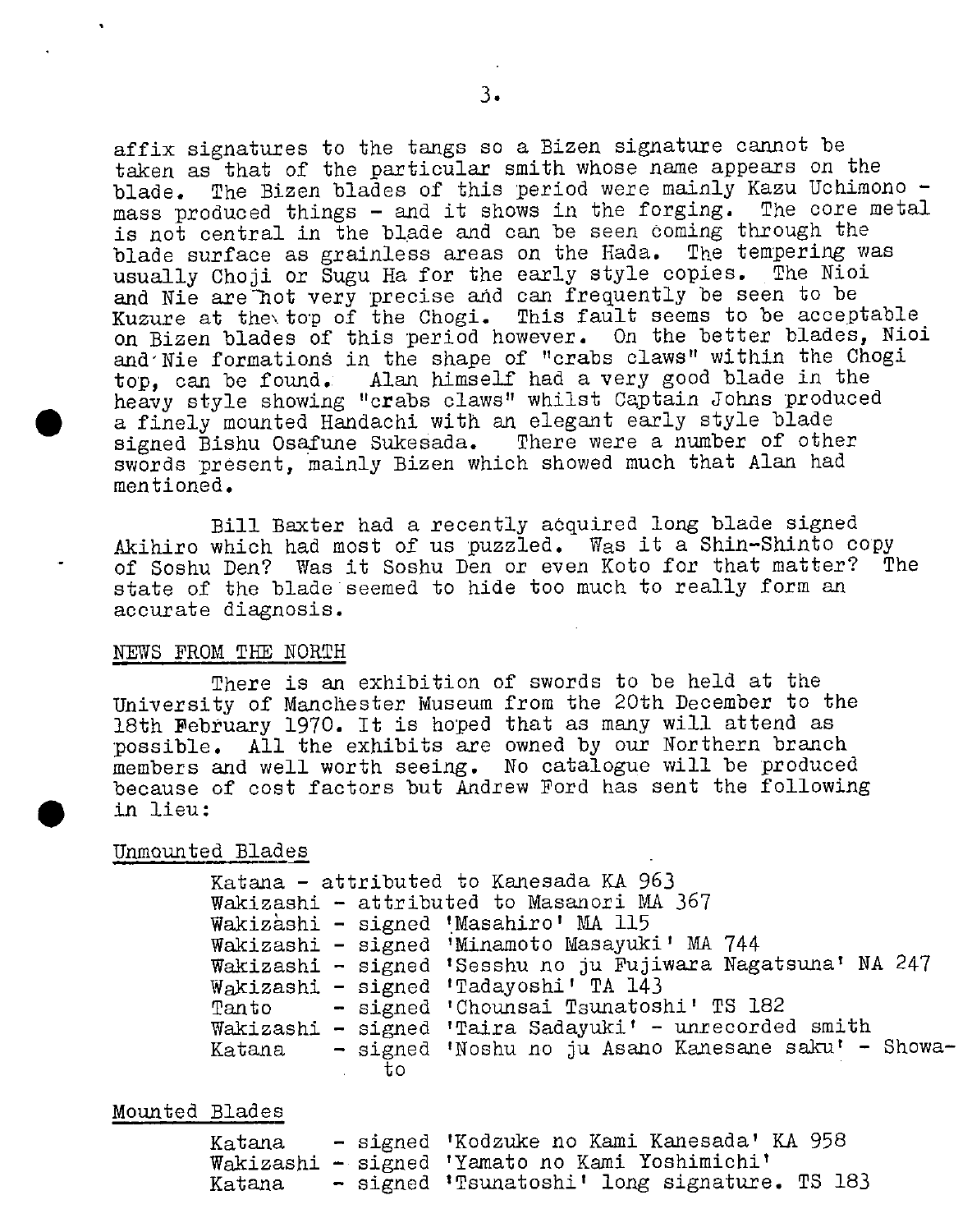affix signatures to the tangs so a Bizen signature cannot be taken as that of the particular smith whose name appears on the blade. The Bizen blades of this period were mainly Kazu Uchimono - mass produced things - and it shows in the forging. The core metal is not central in the blade and can be seen coming through the blade surface as grainless areas on the Hada. The tempering was usually Choji or Sugu Ha for the early style copies. The Nioi and Nie are not very precise and can frequently be seen to be Kuzure at the top of the Chogi. This fault seems to be acceptable on Bizen blades of this period however. On the better blades, Nioi and Nie formations in the shape of "crabs claws" within the Chogi top, can be found. Alan himself had a very good blade in the heavy style showing "crabs claws" whilst Captain Johns produced a finely mounted Handachi with an elegant early style blade signed Bishu Osafune Sukesada. There were a number of other swords present, mainly Bizen which showed much that Alan had mentioned.

Bill Baxter had a recently acquired long blade signed Akihiro which had most of us puzzled. Was it a Shin-Shinto copy of Soshu Den? Was it Soshu Den or even Koto for that matter? The state of the blade seemed to hide too much to really form an accurate diagnosis.

NEWS FROM THE NORTH

There is an exhibition of swords to be held at the University of Manchester Museum from the 20th December to the 18th February 1970. It is hoped that as many will attend as possible. All the exhibits are owned by our Northern branch members and well worth seeing. No catalogue will be produced because of cost factors but Andrew Ford has sent the following in lieu:

Unmounted Blades

Katana - attributed to Kanesada KA 963
Wakizashi - attributed to Masanori MA 367
Wakizashi - signed 'Masahiro' MA 115
Wakizashi - signed 'Minamoto Masayuki' MA 744
Wakizashi - signed 'Sesshu no ju Fujiwara Nagatsuna' NA 247
Wakizashi - signed 'Tadayoshi' TA 143
Tanto - signed 'Chounsai Tsunatoshi' TS 182
Wakizashi - signed 'Taira Sadayuki' - unrecorded smith
Katana - signed 'Noshu no ju Asano Kanesane saku' - Showa-to

Mounted Blades

Katana - signed 'Kodzuke no Kami Kanesada' KA 958
Wakizashi - signed 'Yamato no Kami Yoshimichi'
Katana - signed 'Tsunatoshi' long signature. TS 183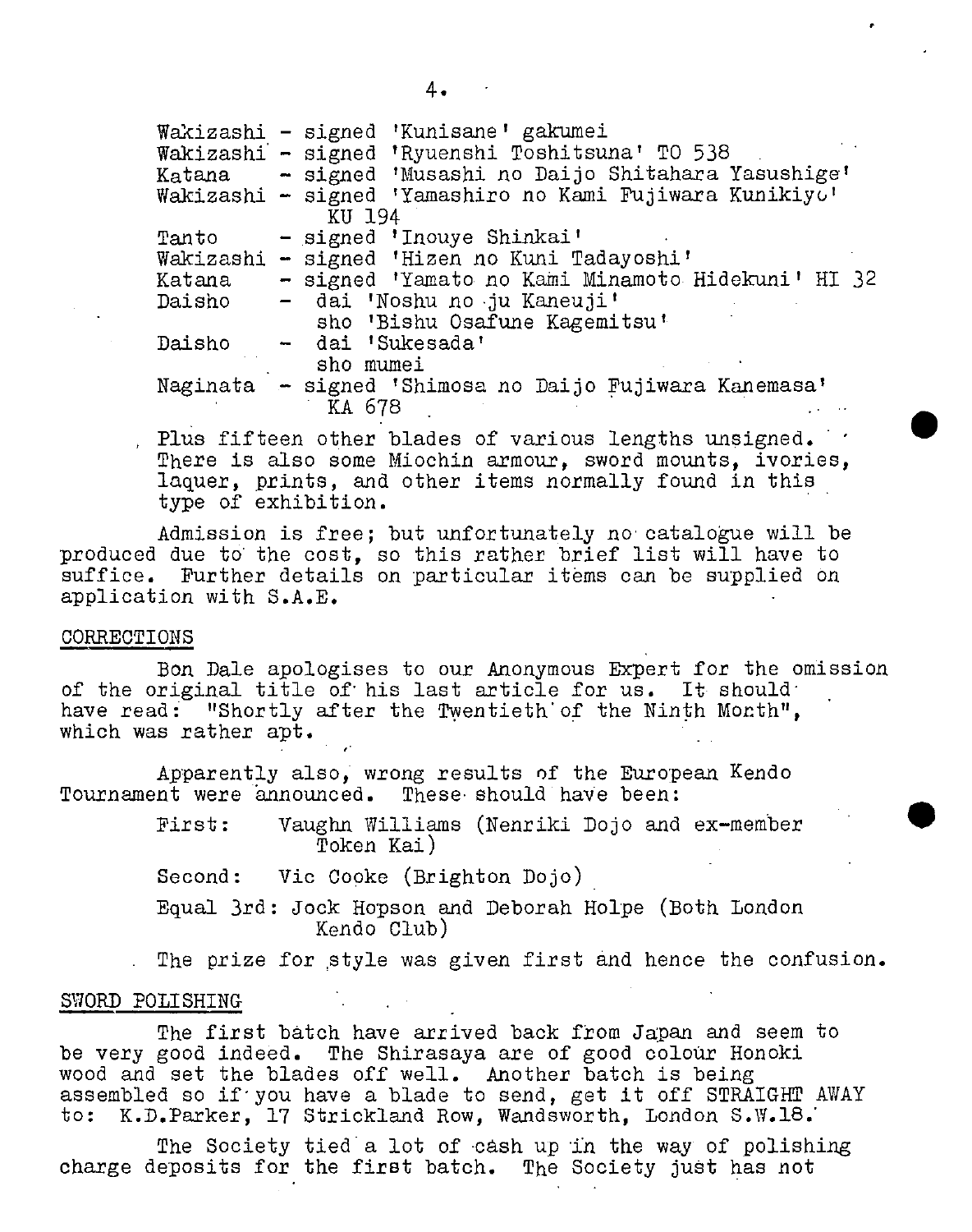Wakizashi - signed 'Kunisane' gakumei
Wakizashi - signed 'Ryuenshi Toshitsuna' TO 538
Katana - signed 'Musashi no Daijo Shitahara Yasushige'
Wakizashi - signed 'Yamashiro no Kami Fujiwara Kunikiyo' KU 194
Tanto - signed 'Inouye Shinkai'
Wakizashi - signed 'Hizen no Kuni Tadayoshi'
Katana - signed 'Yamato no Kami Minamoto Hidekuni' HI 32
Daisho - dai 'Noshu no ju Kaneuji'
sho 'Bishu Osafune Kagemitsu'
Daisho - dai 'Sukesada'
sho mumei
Naginata - signed 'Shimosa no Daijo Fujiwara Kanemasa' KA 678

Plus fifteen other blades of various lengths unsigned. There is also some Miochin armour, sword mounts, ivories, laquer, prints, and other items normally found in this type of exhibition.

Admission is free; but unfortunately no catalogue will be produced due to the cost, so this rather brief list will have to suffice. Further details on particular items can be supplied on application with S.A.E.

## CORRECTIONS

Bon Dale apologises to our Anonymous Expert for the omission of the original title of his last article for us. It should have read: "Shortly after the Twentieth of the Ninth Month", which was rather apt.

Apparently also, wrong results of the European Kendo Tournament were announced. These should have been:

First: Vaughn Williams (Nenriki Dojo and ex-member Token Kai)

Second: Vic Cooke (Brighton Dojo)

Equal 3rd: Jock Hopson and Deborah Holpe (Both London Kendo Club)

The prize for style was given first and hence the confusion.

## SWORD POLISHING

The first batch have arrived back from Japan and seem to be very good indeed. The Shirasaya are of good colour Honoki wood and set the blades off well. Another batch is being assembled so if you have a blade to send, get it off STRAIGHT AWAY to: K.D.Parker, 17 Strickland Row, Wandsworth, London S.W.18.

The Society tied a lot of cash up in the way of polishing charge deposits for the first batch. The Society just has not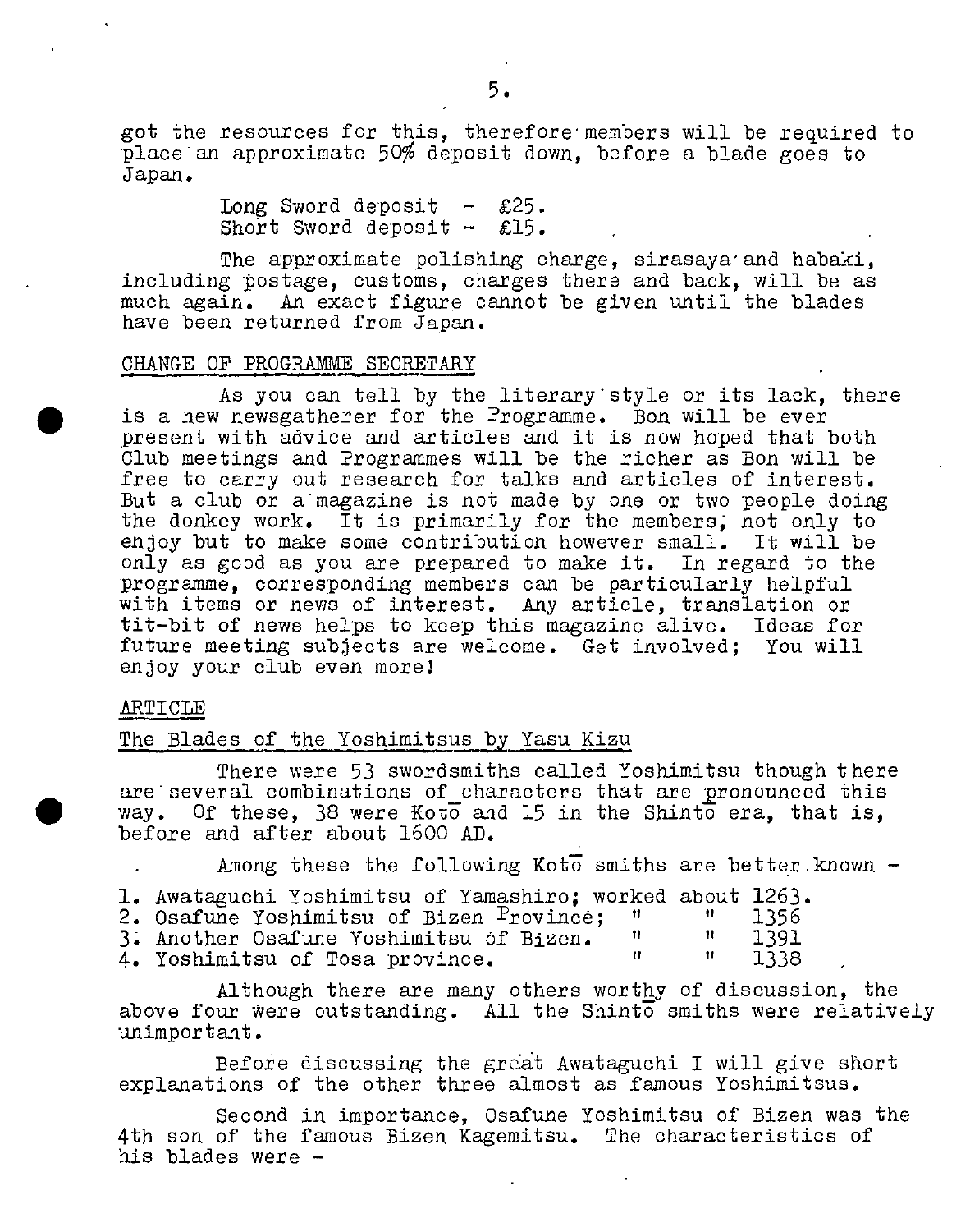got the resources for this, therefore members will be required to place an approximate 50% deposit down, before a blade goes to Japan.

Long Sword deposit - £25.
Short Sword deposit - £15.

The approximate polishing charge, sirasaya and habaki, including postage, customs, charges there and back, will be as much again. An exact figure cannot be given until the blades have been returned from Japan.

## CHANGE OF PROGRAMME SECRETARY

As you can tell by the literary style or its lack, there is a new newsgatherer for the Programme. Bon will be ever present with advice and articles and it is now hoped that both Club meetings and Programmes will be the richer as Bon will be free to carry out research for talks and articles of interest. But a club or a magazine is not made by one or two people doing the donkey work. It is primarily for the members; not only to enjoy but to make some contribution however small. It will be only as good as you are prepared to make it. In regard to the programme, corresponding members can be particularly helpful with items or news of interest. Any article, translation or tit-bit of news helps to keep this magazine alive. Ideas for future meeting subjects are welcome. Get involved; You will enjoy your club even more!

## ARTICLE

### The Blades of the Yoshimitsus by Yasu Kizu

There were 53 swordsmiths called Yoshimitsu though there are several combinations of characters that are pronounced this way. Of these, 38 were Kotō and 15 in the Shintō era, that is, before and after about 1600 AD.

Among these the following Kotō smiths are better known -

1. Awataguchi Yoshimitsu of Yamashiro; worked about 1263.
2. Osafune Yoshimitsu of Bizen Province; " " 1356
3. Another Osafune Yoshimitsu of Bizen. " " 1391
4. Yoshimitsu of Tosa province. " " 1338

Although there are many others worthy of discussion, the above four were outstanding. All the Shintō smiths were relatively unimportant.

Before discussing the great Awataguchi I will give short explanations of the other three almost as famous Yoshimitsus.

Second in importance, Osafune Yoshimitsu of Bizen was the 4th son of the famous Bizen Kagemitsu. The characteristics of his blades were -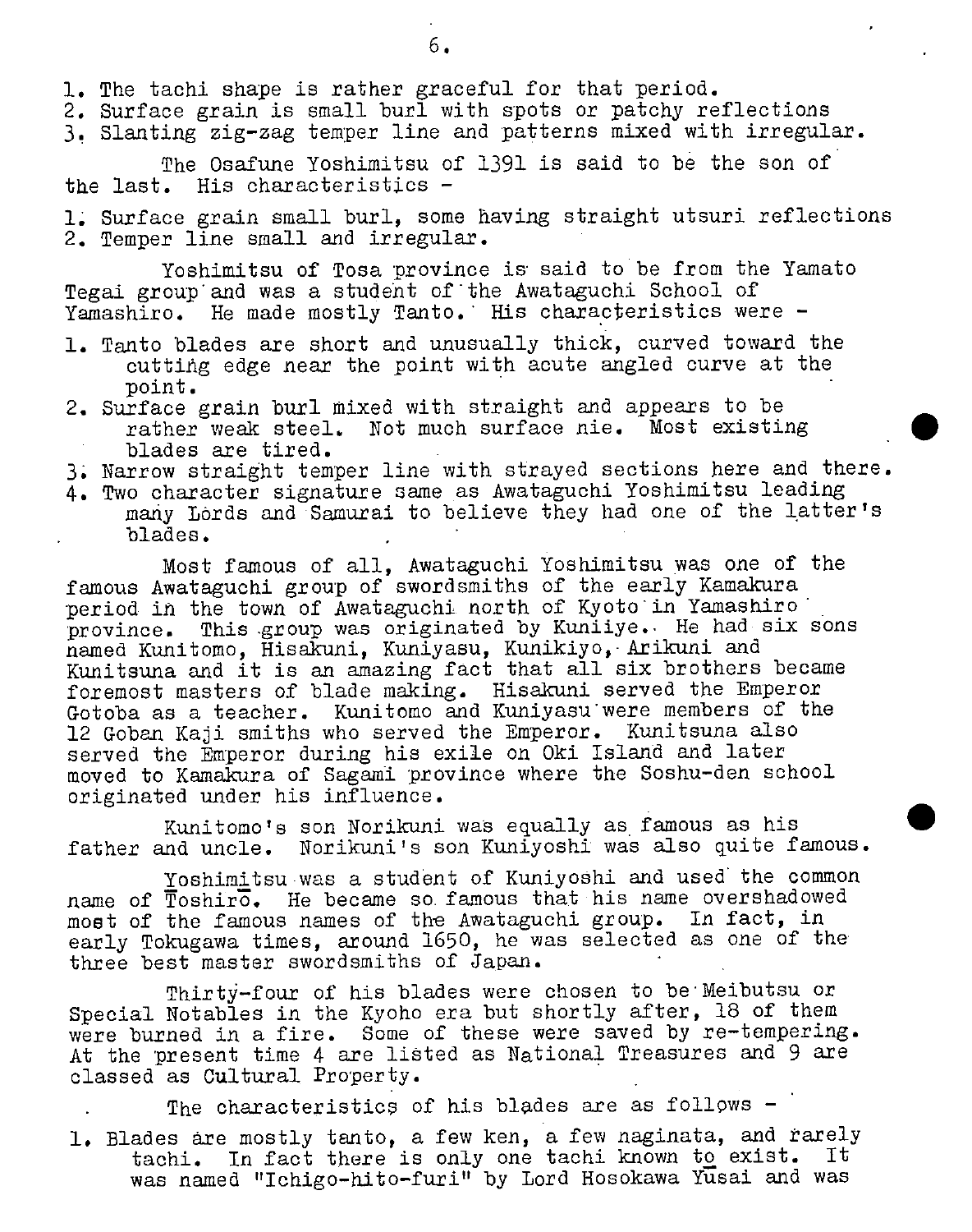1. The tachi shape is rather graceful for that period.
2. Surface grain is small burl with spots or patchy reflections
3. Slanting zig-zag temper line and patterns mixed with irregular.

The Osafune Yoshimitsu of 1391 is said to be the son of the last. His characteristics -

1. Surface grain small burl, some having straight utsuri reflections
2. Temper line small and irregular.

Yoshimitsu of Tosa province is said to be from the Yamato Tegai group and was a student of the Awataguchi School of Yamashiro. He made mostly Tanto. His characteristics were -

1. Tanto blades are short and unusually thick, curved toward the cutting edge near the point with acute angled curve at the point.
2. Surface grain burl mixed with straight and appears to be rather weak steel. Not much surface nie. Most existing blades are tired.
3. Narrow straight temper line with strayed sections here and there.
4. Two character signature same as Awataguchi Yoshimitsu leading many Lords and Samurai to believe they had one of the latter's blades.

Most famous of all, Awataguchi Yoshimitsu was one of the famous Awataguchi group of swordsmiths of the early Kamakura period in the town of Awataguchi north of Kyoto in Yamashiro province. This group was originated by Kuniiye. He had six sons named Kunitomo, Hisakuni, Kuniyasu, Kunikiyo, Arikuni and Kunitsuna and it is an amazing fact that all six brothers became foremost masters of blade making. Hisakuni served the Emperor Gotoba as a teacher. Kunitomo and Kuniyasu were members of the 12 Goban Kaji smiths who served the Emperor. Kunitsuna also served the Emperor during his exile on Oki Island and later moved to Kamakura of Sagami province where the Soshu-den school originated under his influence.

Kunitomo's son Norikuni was equally as famous as his father and uncle. Norikuni's son Kuniyoshi was also quite famous.

Yoshimitsu was a student of Kuniyoshi and used the common name of Toshirō. He became so famous that his name overshadowed most of the famous names of the Awataguchi group. In fact, in early Tokugawa times, around 1650, he was selected as one of the three best master swordsmiths of Japan.

Thirty-four of his blades were chosen to be Meibutsu or Special Notables in the Kyoho era but shortly after, 18 of them were burned in a fire. Some of these were saved by re-tempering. At the present time 4 are listed as National Treasures and 9 are classed as Cultural Property.

The characteristics of his blades are as follows -

1. Blades are mostly tanto, a few ken, a few naginata, and rarely tachi. In fact there is only one tachi known to exist. It was named "Ichigo-hito-furi" by Lord Hosokawa Yūsai and was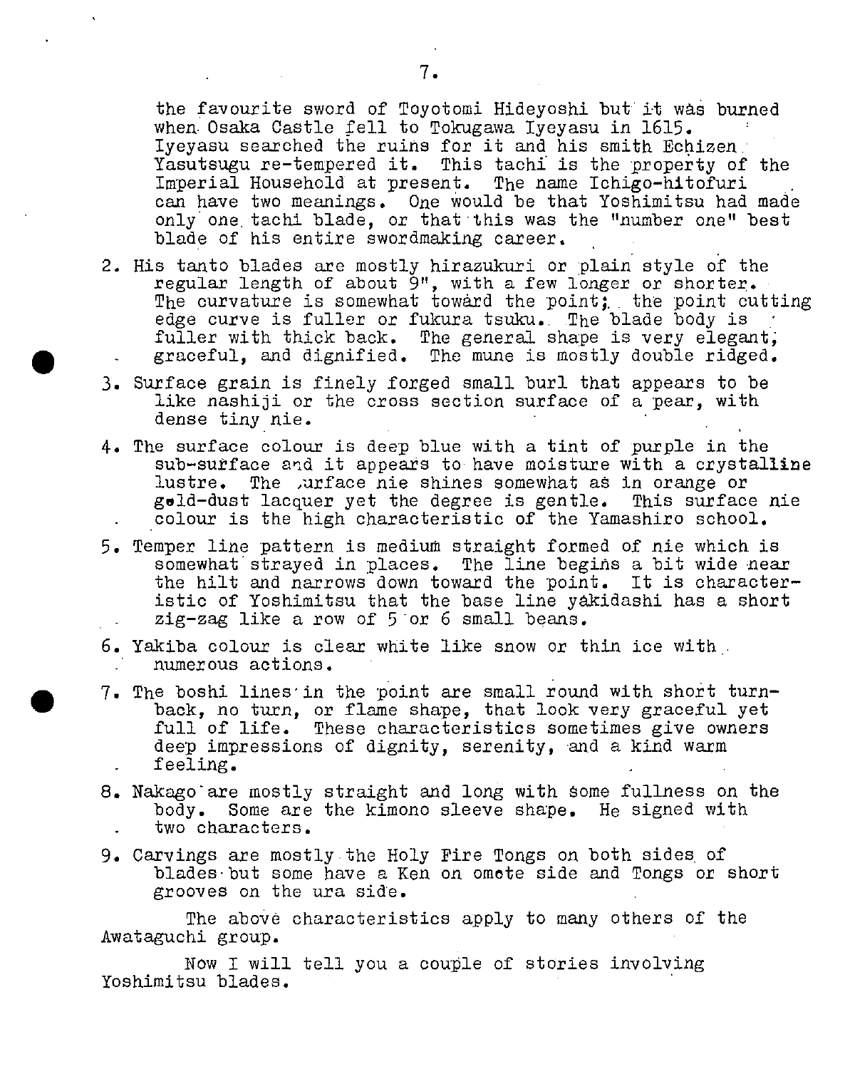the favourite sword of Toyotomi Hideyoshi but it was burned when Osaka Castle fell to Tokugawa Iyeyasu in 1615. Iyeyasu searched the ruins for it and his smith Echizen Yasutsugu re-tempered it. This tachi is the property of the Imperial Household at present. The name Ichigo-hitofuri can have two meanings. One would be that Yoshimitsu had made only one tachi blade, or that this was the "number one" best blade of his entire swordmaking career.

2. His tanto blades are mostly hirazukuri or plain style of the regular length of about 9", with a few longer or shorter. The curvature is somewhat toward the point; the point cutting edge curve is fuller or fukura tsuku. The blade body is fuller with thick back. The general shape is very elegant, graceful, and dignified. The mune is mostly double ridged.

3. Surface grain is finely forged small burl that appears to be like nashiji or the cross section surface of a pear, with dense tiny nie.

4. The surface colour is deep blue with a tint of purple in the sub-surface and it appears to have moisture with a crystalline lustre. The surface nie shines somewhat as in orange or gold-dust lacquer yet the degree is gentle. This surface nie colour is the high characteristic of the Yamashiro school.

5. Temper line pattern is medium straight formed of nie which is somewhat strayed in places. The line begins a bit wide near the hilt and narrows down toward the point. It is characteristic of Yoshimitsu that the base line yakidashi has a short zig-zag like a row of 5 or 6 small beans.

6. Yakiba colour is clear white like snow or thin ice with numerous actions.

7. The boshi lines in the point are small round with short turn-back, no turn, or flame shape, that look very graceful yet full of life. These characteristics sometimes give owners deep impressions of dignity, serenity, and a kind warm feeling.

8. Nakago are mostly straight and long with some fullness on the body. Some are the kimono sleeve shape. He signed with two characters.

9. Carvings are mostly the Holy Fire Tongs on both sides of blades but some have a Ken on omote side and Tongs or short grooves on the ura side.

The above characteristics apply to many others of the Awataguchi group.

Now I will tell you a couple of stories involving Yoshimitsu blades.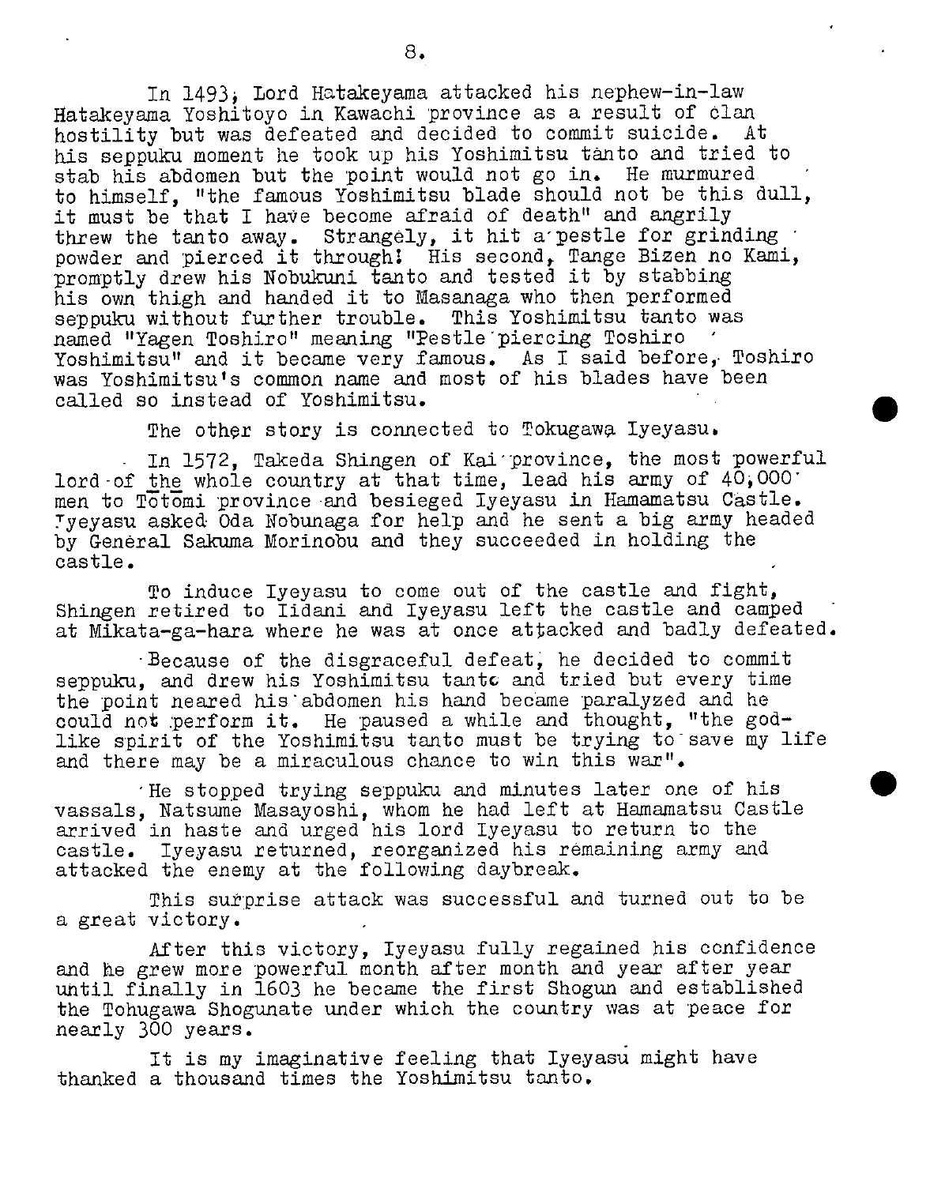In 1493, Lord Hatakeyama attacked his nephew-in-law Hatakeyama Yoshitoyo in Kawachi province as a result of clan hostility but was defeated and decided to commit suicide. At his seppuku moment he took up his Yoshimitsu tanto and tried to stab his abdomen but the point would not go in. He murmured to himself, "the famous Yoshimitsu blade should not be this dull, it must be that I have become afraid of death" and angrily threw the tanto away. Strangely, it hit a pestle for grinding powder and pierced it through! His second, Tange Bizen no Kami, promptly drew his Nobukuni tanto and tested it by stabbing his own thigh and handed it to Masanaga who then performed seppuku without further trouble. This Yoshimitsu tanto was named "Yagen Toshiro" meaning "Pestle piercing Toshiro Yoshimitsu" and it became very famous. As I said before, Toshiro was Yoshimitsu's common name and most of his blades have been called so instead of Yoshimitsu.

The other story is connected to Tokugawa Iyeyasu.

In 1572, Takeda Shingen of Kai province, the most powerful lord of the whole country at that time, lead his army of 40,000 men to Tōtōmi province and besieged Iyeyasu in Hamamatsu Castle. Iyeyasu asked Oda Nobunaga for help and he sent a big army headed by General Sakuma Morinobu and they succeeded in holding the castle.

To induce Iyeyasu to come out of the castle and fight, Shingen retired to Iidani and Iyeyasu left the castle and camped at Mikata-ga-hara where he was at once attacked and badly defeated.

Because of the disgraceful defeat, he decided to commit seppuku, and drew his Yoshimitsu tanto and tried but every time the point neared his abdomen his hand became paralyzed and he could not perform it. He paused a while and thought, "the god-like spirit of the Yoshimitsu tanto must be trying to save my life and there may be a miraculous chance to win this war".

He stopped trying seppuku and minutes later one of his vassals, Natsume Masayoshi, whom he had left at Hamamatsu Castle arrived in haste and urged his lord Iyeyasu to return to the castle. Iyeyasu returned, reorganized his remaining army and attacked the enemy at the following daybreak.

This surprise attack was successful and turned out to be a great victory.

After this victory, Iyeyasu fully regained his confidence and he grew more powerful month after month and year after year until finally in 1603 he became the first Shogun and established the Tohugawa Shogunate under which the country was at peace for nearly 300 years.

It is my imaginative feeling that Iyeyasu might have thanked a thousand times the Yoshimitsu tanto.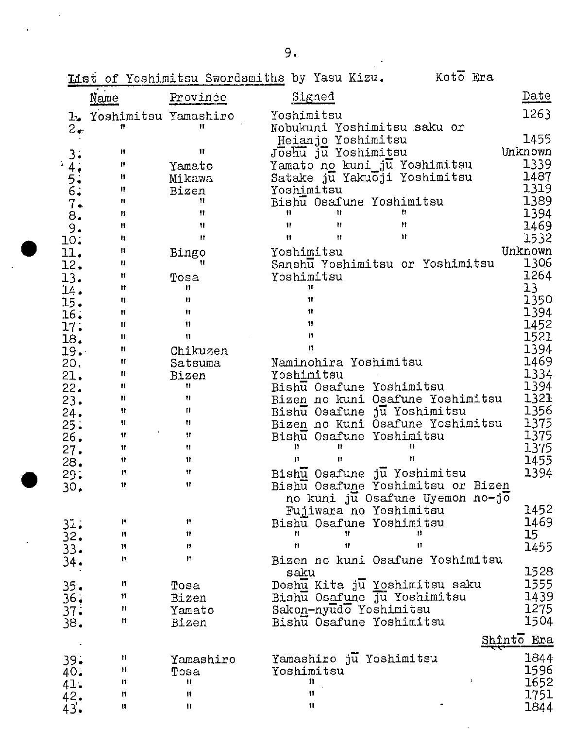List of Yoshimitsu Swordsmiths by Yasu Kizu. Kotō Era

| | Name | Province | Signed | Date |
|---|---|---|---|---|
| 1. | Yoshimitsu | Yamashiro | Yoshimitsu | 1263 |
| 2. | " | " | Nobukuni Yoshimitsu saku or Heianjo Yoshimitsu | 1455 |
| 3. | " | " | Jōshū jū Yoshimitsu | Unknown |
| 4. | " | Yamato | Yamato no kuni jū Yoshimitsu | 1339 |
| 5. | " | Mikawa | Satake jū Yakuōji Yoshimitsu | 1487 |
| 6. | " | Bizen | Yoshimitsu | 1319 |
| 7. | " | " | Bishū Osafune Yoshimitsu | 1389 |
| 8. | " | " | " " " | 1394 |
| 9. | " | " | " " " | 1469 |
| 10. | " | " | " " " | 1532 |
| 11. | " | Bingo | Yoshimitsu | Unknown |
| 12. | " | " | Sanshū Yoshimitsu or Yoshimitsu | 1306 |
| 13. | " | Tosa | Yoshimitsu | 1264 |
| 14. | " | " | " | 13 |
| 15. | " | " | " | 1350 |
| 16. | " | " | " | 1394 |
| 17. | " | " | " | 1452 |
| 18. | " | " | " | 1521 |
| 19. | " | Chikuzen | " | 1394 |
| 20. | " | Satsuma | Naminohira Yoshimitsu | 1469 |
| 21. | " | Bizen | Yoshimitsu | 1334 |
| 22. | " | " | Bishū Osafune Yoshimitsu | 1394 |
| 23. | " | " | Bizen no kuni Osafune Yoshimitsu | 1321 |
| 24. | " | " | Bishū Osafune jū Yoshimitsu | 1356 |
| 25. | " | " | Bizen no Kuni Osafune Yoshimitsu | 1375 |
| 26. | " | " | Bishū Osafune Yoshimitsu | 1375 |
| 27. | " | " | " " " | 1375 |
| 28. | " | " | " " " | 1455 |
| 29. | " | " | Bishū Osafune jū Yoshimitsu | 1394 |
| 30. | " | " | Bishū Osafune Yoshimitsu or Bizen no kuni jū Osafune Uyemon no-jō Fujiwara no Yoshimitsu | 1452 |
| 31. | " | " | Bishū Osafune Yoshimitsu | 1469 |
| 32. | " | " | " " " | 15 |
| 33. | " | " | " " " | 1455 |
| 34. | " | " | Bizen no kuni Osafune Yoshimitsu saku | 1528 |
| 35. | " | Tosa | Doshū Kita jū Yoshimitsu saku | 1555 |
| 36. | " | Bizen | Bishū Osafune jū Yoshimitsu | 1439 |
| 37. | " | Yamato | Sakon-nyūdō Yoshimitsu | 1275 |
| 38. | " | Bizen | Bishū Osafune Yoshimitsu | 1504 |
| | | | | **Shintō Era** |
| 39. | " | Yamashiro | Yamashiro jū Yoshimitsu | 1844 |
| 40. | " | Tosa | Yoshimitsu | 1596 |
| 41. | " | " | " | 1652 |
| 42. | " | " | " | 1751 |
| 43. | " | " | " | 1844 |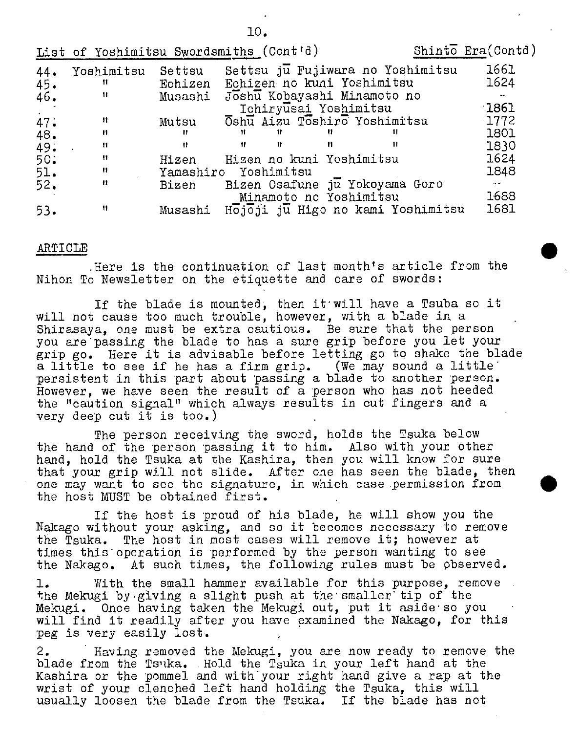List of Yoshimitsu Swordsmiths (Cont'd) Shintō Era (Contd)

| | | | | |
|---|---|---|---|---|
| 44. | Yoshimitsu | Settsu | Settsu jū Fujiwara no Yoshimitsu | 1661 |
| 45. | " | Echizen | Echizen no kuni Yoshimitsu | 1624 |
| 46. | " | Musashi | Jōshū Kobayashi Minamoto no Ichiryūsai Yoshimitsu | 1861 |
| 47. | " | Mutsu | Ōshū Aizu Tōshirō Yoshimitsu | 1772 |
| 48. | " | " | " " " " | 1801 |
| 49. | " | " | " " " " | 1830 |
| 50. | " | Hizen | Hizen no kuni Yoshimitsu | 1624 |
| 51. | " | Yamashiro | Yoshimitsu | 1848 |
| 52. | " | Bizen | Bizen Osafune jū Yokoyama Goro Minamoto no Yoshimitsu | 1688 |
| 53. | " | Musashi | Hōjōji jū Higo no kami Yoshimitsu | 1681 |

## ARTICLE

Here is the continuation of last month's article from the Nihon To Newsletter on the etiquette and care of swords:

If the blade is mounted, then it will have a Tsuba so it will not cause too much trouble, however, with a blade in a Shirasaya, one must be extra cautious. Be sure that the person you are passing the blade to has a sure grip before you let your grip go. Here it is advisable before letting go to shake the blade a little to see if he has a firm grip. (We may sound a little persistent in this part about passing a blade to another person. However, we have seen the result of a person who has not heeded the "caution signal" which always results in cut fingers and a very deep cut it is too.)

The person receiving the sword, holds the Tsuka below the hand of the person passing it to him. Also with your other hand, hold the Tsuka at the Kashira, then you will know for sure that your grip will not slide. After one has seen the blade, then one may want to see the signature, in which case permission from the host MUST be obtained first.

If the host is proud of his blade, he will show you the Nakago without your asking, and so it becomes necessary to remove the Tsuka. The host in most cases will remove it; however at times this operation is performed by the person wanting to see the Nakago. At such times, the following rules must be observed.

1. With the small hammer available for this purpose, remove the Mekugi by giving a slight push at the smaller tip of the Mekugi. Once having taken the Mekugi out, put it aside so you will find it readily after you have examined the Nakago, for this peg is very easily lost.

2. Having removed the Mekugi, you are now ready to remove the blade from the Tsuka. Hold the Tsuka in your left hand at the Kashira or the pommel and with your right hand give a rap at the wrist of your clenched left hand holding the Tsuka, this will usually loosen the blade from the Tsuka. If the blade has not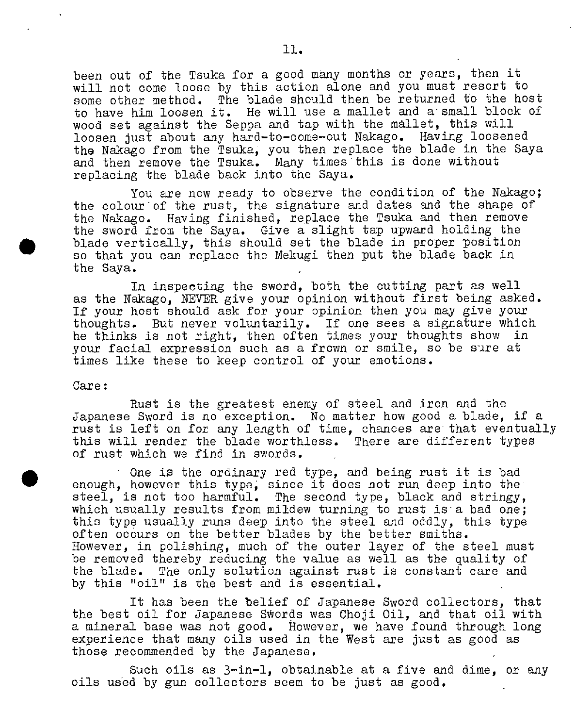been out of the Tsuka for a good many months or years, then it will not come loose by this action alone and you must resort to some other method. The blade should then be returned to the host to have him loosen it. He will use a mallet and a small block of wood set against the Seppa and tap with the mallet, this will loosen just about any hard-to-come-out Nakago. Having loosened the Nakago from the Tsuka, you then replace the blade in the Saya and then remove the Tsuka. Many times this is done without replacing the blade back into the Saya.

You are now ready to observe the condition of the Nakago; the colour of the rust, the signature and dates and the shape of the Nakago. Having finished, replace the Tsuka and then remove the sword from the Saya. Give a slight tap upward holding the blade vertically, this should set the blade in proper position so that you can replace the Mekugi then put the blade back in the Saya.

In inspecting the sword, both the cutting part as well as the Nakago, NEVER give your opinion without first being asked. If your host should ask for your opinion then you may give your thoughts. But never voluntarily. If one sees a signature which he thinks is not right, then often times your thoughts show in your facial expression such as a frown or smile, so be sure at times like these to keep control of your emotions.

Care:

Rust is the greatest enemy of steel and iron and the Japanese Sword is no exception. No matter how good a blade, if a rust is left on for any length of time, chances are that eventually this will render the blade worthless. There are different types of rust which we find in swords.

One is the ordinary red type, and being rust it is bad enough, however this type, since it does not run deep into the steel, is not too harmful. The second type, black and stringy, which usually results from mildew turning to rust is a bad one; this type usually runs deep into the steel and oddly, this type often occurs on the better blades by the better smiths. However, in polishing, much of the outer layer of the steel must be removed thereby reducing the value as well as the quality of the blade. The only solution against rust is constant care and by this "oil" is the best and is essential.

It has been the belief of Japanese Sword collectors, that the best oil for Japanese Swords was Choji Oil, and that oil with a mineral base was not good. However, we have found through long experience that many oils used in the West are just as good as those recommended by the Japanese.

Such oils as 3-in-1, obtainable at a five and dime, or any oils used by gun collectors seem to be just as good.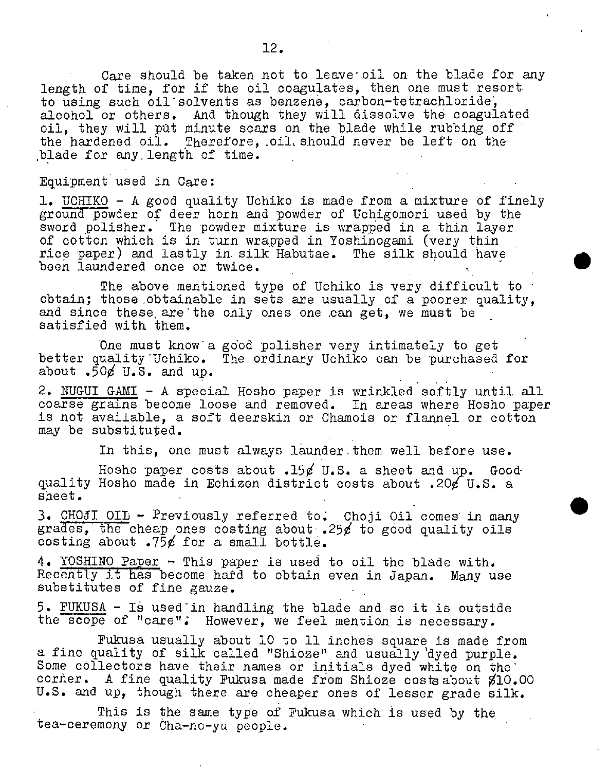Care should be taken not to leave oil on the blade for any length of time, for if the oil coagulates, then one must resort to using such oil solvents as benzene, carbon-tetrachloride, alcohol or others. And though they will dissolve the coagulated oil, they will put minute scars on the blade while rubbing off the hardened oil. Therefore, oil should never be left on the blade for any length of time.

Equipment used in Care:

1. UCHIKO - A good quality Uchiko is made from a mixture of finely ground powder of deer horn and powder of Uchigomori used by the sword polisher. The powder mixture is wrapped in a thin layer of cotton which is in turn wrapped in Yoshinogami (very thin rice paper) and lastly in silk Habutae. The silk should have been laundered once or twice.

The above mentioned type of Uchiko is very difficult to obtain; those obtainable in sets are usually of a poorer quality, and since these are the only ones one can get, we must be satisfied with them.

One must know a good polisher very intimately to get better quality Uchiko. The ordinary Uchiko can be purchased for about .50¢ U.S. and up.

2. NUGUI GAMI - A special Hosho paper is wrinkled softly until all coarse grains become loose and removed. In areas where Hosho paper is not available, a soft deerskin or Chamois or flannel or cotton may be substituted.

In this, one must always launder them well before use.

Hosho paper costs about .15¢ U.S. a sheet and up. Good quality Hosho made in Echizen district costs about .20¢ U.S. a sheet.

3. CHOJI OIL - Previously referred to. Choji Oil comes in many grades, the cheap ones costing about .25¢ to good quality oils costing about .75¢ for a small bottle.

4. YOSHINO Paper - This paper is used to oil the blade with. Recently it has become hard to obtain even in Japan. Many use substitutes of fine gauze.

5. FUKUSA - Is used in handling the blade and so it is outside the scope of "care". However, we feel mention is necessary.

Fukusa usually about 10 to 11 inches square is made from a fine quality of silk called "Shioze" and usually dyed purple. Some collectors have their names or initials dyed white on the corner. A fine quality Fukusa made from Shioze costs about $10.00 U.S. and up, though there are cheaper ones of lesser grade silk.

This is the same type of Fukusa which is used by the tea-ceremony or Cha-no-yu people.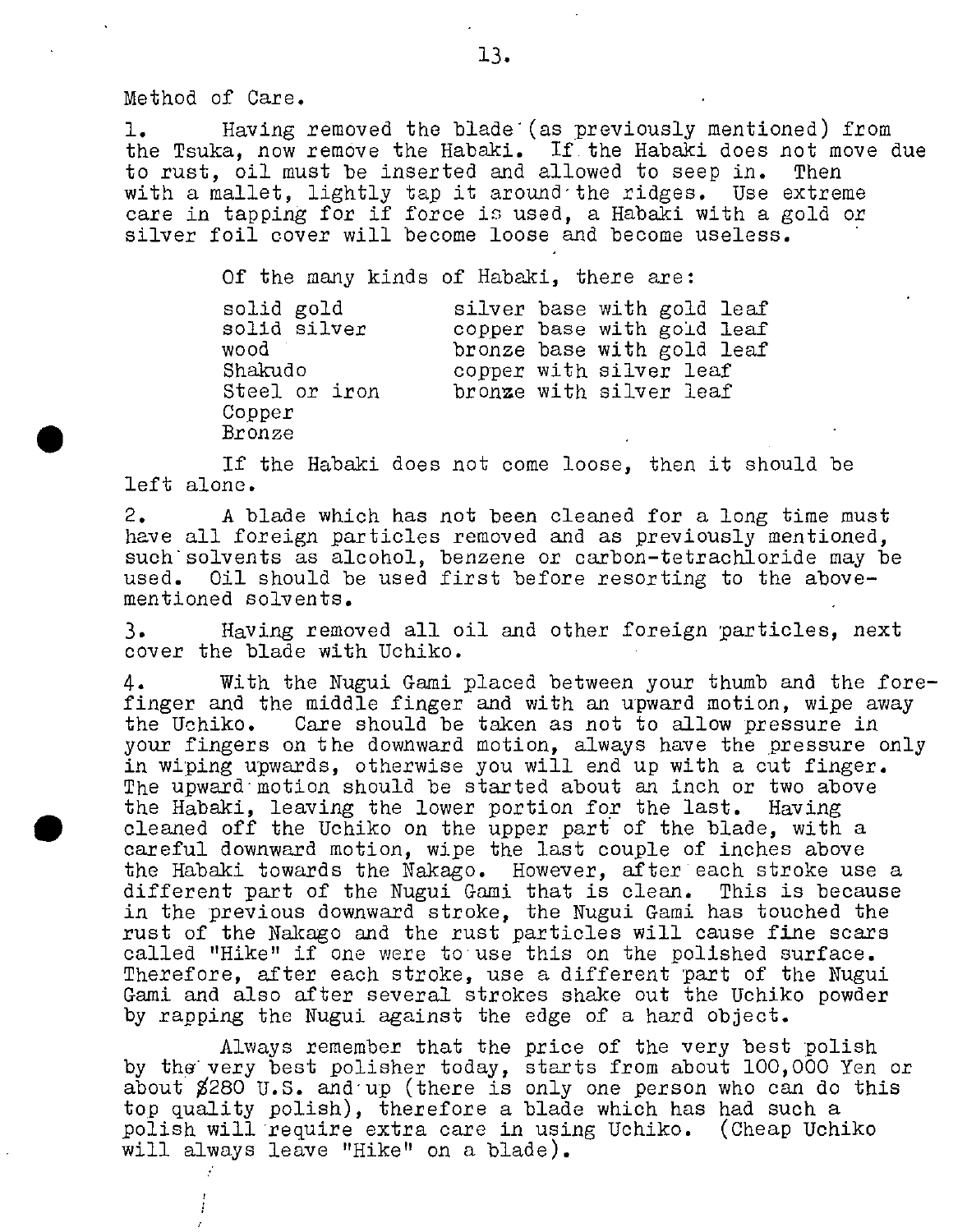Method of Care.

1. Having removed the blade (as previously mentioned) from the Tsuka, now remove the Habaki. If the Habaki does not move due to rust, oil must be inserted and allowed to seep in. Then with a mallet, lightly tap it around the ridges. Use extreme care in tapping for if force is used, a Habaki with a gold or silver foil cover will become loose and become useless.

Of the many kinds of Habaki, there are:

| | |
|---|---|
| solid gold | silver base with gold leaf |
| solid silver | copper base with gold leaf |
| wood | bronze base with gold leaf |
| Shakudo | copper with silver leaf |
| Steel or iron | bronze with silver leaf |
| Copper | |
| Bronze | |

If the Habaki does not come loose, then it should be left alone.

2. A blade which has not been cleaned for a long time must have all foreign particles removed and as previously mentioned, such solvents as alcohol, benzene or carbon-tetrachloride may be used. Oil should be used first before resorting to the above-mentioned solvents.

3. Having removed all oil and other foreign particles, next cover the blade with Uchiko.

4. With the Nugui Gami placed between your thumb and the fore-finger and the middle finger and with an upward motion, wipe away the Uchiko. Care should be taken as not to allow pressure in your fingers on the downward motion, always have the pressure only in wiping upwards, otherwise you will end up with a cut finger. The upward motion should be started about an inch or two above the Habaki, leaving the lower portion for the last. Having cleaned off the Uchiko on the upper part of the blade, with a careful downward motion, wipe the last couple of inches above the Habaki towards the Nakago. However, after each stroke use a different part of the Nugui Gami that is clean. This is because in the previous downward stroke, the Nugui Gami has touched the rust of the Nakago and the rust particles will cause fine scars called "Hike" if one were to use this on the polished surface. Therefore, after each stroke, use a different part of the Nugui Gami and also after several strokes shake out the Uchiko powder by rapping the Nugui against the edge of a hard object.

Always remember that the price of the very best polish by the very best polisher today, starts from about 100,000 Yen or about $280 U.S. and up (there is only one person who can do this top quality polish), therefore a blade which has had such a polish will require extra care in using Uchiko. (Cheap Uchiko will always leave "Hike" on a blade).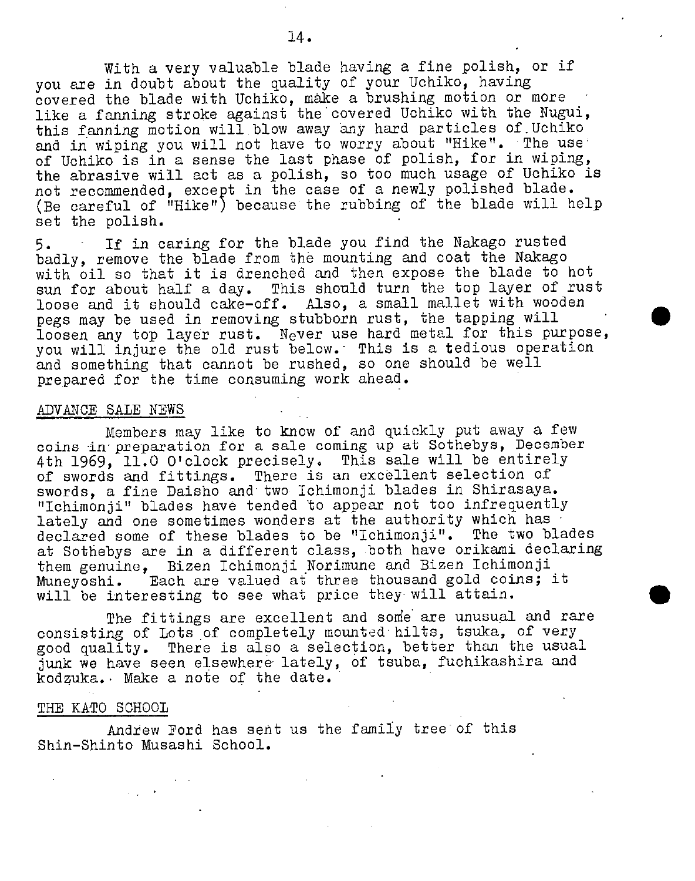With a very valuable blade having a fine polish, or if you are in doubt about the quality of your Uchiko, having covered the blade with Uchiko, make a brushing motion or more like a fanning stroke against the covered Uchiko with the Nugui, this fanning motion will blow away any hard particles of Uchiko and in wiping you will not have to worry about "Hike". The use of Uchiko is in a sense the last phase of polish, for in wiping, the abrasive will act as a polish, so too much usage of Uchiko is not recommended, except in the case of a newly polished blade. (Be careful of "Hike") because the rubbing of the blade will help set the polish.

5. If in caring for the blade you find the Nakago rusted badly, remove the blade from the mounting and coat the Nakago with oil so that it is drenched and then expose the blade to hot sun for about half a day. This should turn the top layer of rust loose and it should cake-off. Also, a small mallet with wooden pegs may be used in removing stubborn rust, the tapping will loosen any top layer rust. Never use hard metal for this purpose, you will injure the old rust below. This is a tedious operation and something that cannot be rushed, so one should be well prepared for the time consuming work ahead.

## ADVANCE SALE NEWS

Members may like to know of and quickly put away a few coins in preparation for a sale coming up at Sothebys, December 4th 1969, 11.0 O'clock precisely. This sale will be entirely of swords and fittings. There is an excellent selection of swords, a fine Daisho and two Ichimonji blades in Shirasaya. "Ichimonji" blades have tended to appear not too infrequently lately and one sometimes wonders at the authority which has declared some of these blades to be "Ichimonji". The two blades at Sothebys are in a different class, both have orikami declaring them genuine, Bizen Ichimonji Norimune and Bizen Ichimonji Muneyoshi. Each are valued at three thousand gold coins; it will be interesting to see what price they will attain.

The fittings are excellent and some are unusual and rare consisting of Lots of completely mounted hilts, tsuka, of very good quality. There is also a selection, better than the usual junk we have seen elsewhere lately, of tsuba, fuchikashira and kodzuka. Make a note of the date.

## THE KATO SCHOOL

Andrew Ford has sent us the family tree of this Shin-Shinto Musashi School.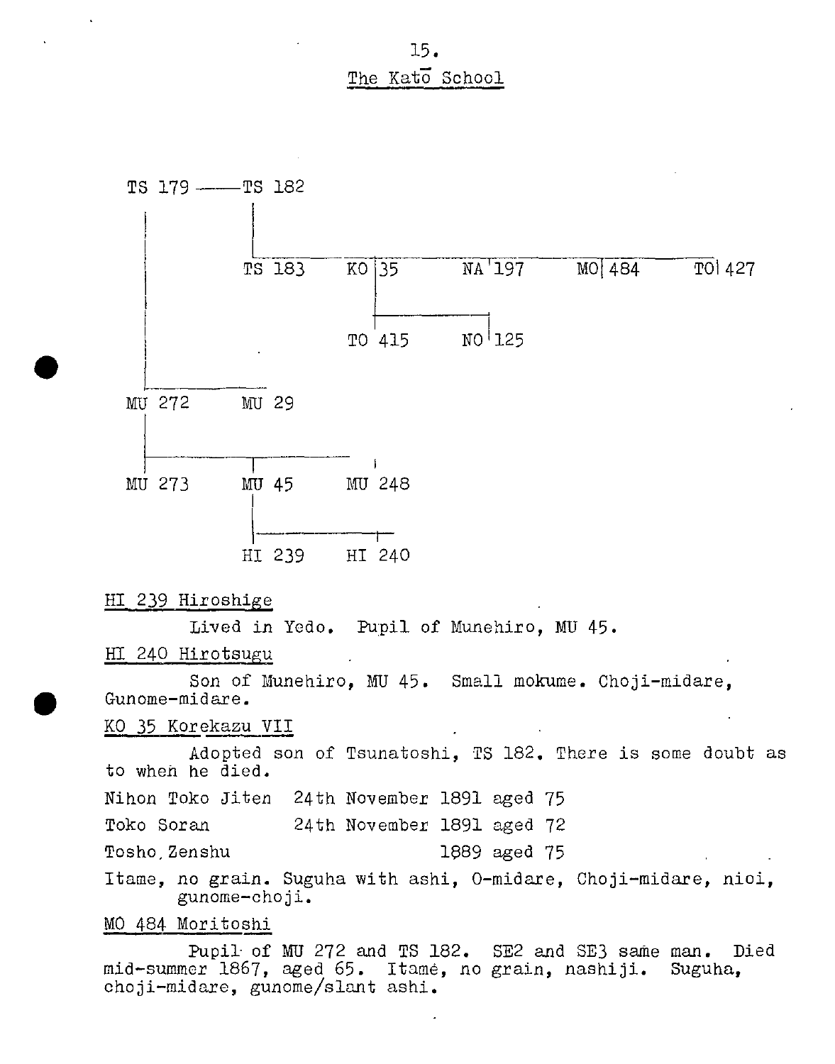# The Katō School

```
TS 179 ——— TS 182
  |          |
  |          |_______________________________________________
  |          TS 183     KO 35      NA 197     MO 484     TO 427
  |                      |
  |                      |___________
  |                     TO 415     NO 125
  |
  |__________
MU 272     MU 29
  |
  |_______________________
MU 273     MU 45      MU 248
             |
             |___________
            HI 239     HI 240
```

HI 239 Hiroshige

Lived in Yedo. Pupil of Munehiro, MU 45.

HI 240 Hirotsugu

Son of Munehiro, MU 45. Small mokume. Choji-midare, Gunome-midare.

KO 35 Korekazu VII

Adopted son of Tsunatoshi, TS 182. There is some doubt as to when he died.

| | | |
|---|---|---|
| Nihon Toko Jiten | 24th November 1891 | aged 75 |
| Toko Soran | 24th November 1891 | aged 72 |
| Tosho Zenshu | 1889 | aged 75 |

Itame, no grain. Suguha with ashi, O-midare, Choji-midare, nioi, gunome-choji.

MO 484 Moritoshi

Pupil of MU 272 and TS 182. SE2 and SE3 same man. Died mid-summer 1867, aged 65. Itamé, no grain, nashiji. Suguha, choji-midare, gunome/slant ashi.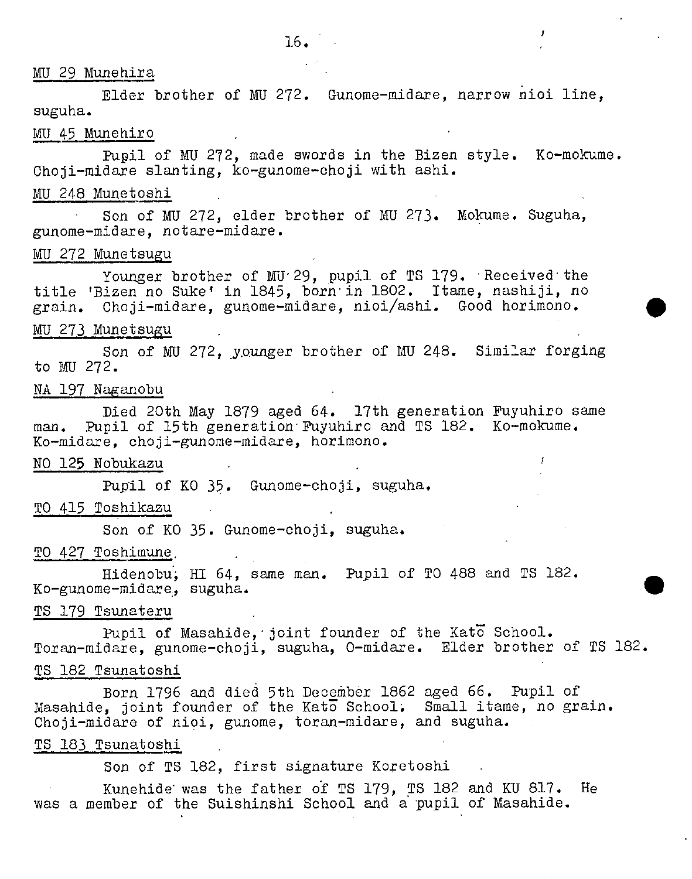MU 29 Munehira

Elder brother of MU 272. Gunome-midare, narrow nioi line, suguha.

MU 45 Munehiro

Pupil of MU 272, made swords in the Bizen style. Ko-mokume. Choji-midare slanting, ko-gunome-choji with ashi.

MU 248 Munetoshi

Son of MU 272, elder brother of MU 273. Mokume. Suguha, gunome-midare, notare-midare.

MU 272 Munetsugu

Younger brother of MU 29, pupil of TS 179. Received the title 'Bizen no Suke' in 1845, born in 1802. Itame, nashiji, no grain. Choji-midare, gunome-midare, nioi/ashi. Good horimono.

MU 273 Munetsugu

Son of MU 272, younger brother of MU 248. Similar forging to MU 272.

NA 197 Naganobu

Died 20th May 1879 aged 64. 17th generation Fuyuhiro same man. Pupil of 15th generation Fuyuhiro and TS 182. Ko-mokume. Ko-midare, choji-gunome-midare, horimono.

NO 125 Nobukazu

Pupil of KO 35. Gunome-choji, suguha.

TO 415 Toshikazu

Son of KO 35. Gunome-choji, suguha.

TO 427 Toshimune

Hidenobu, HI 64, same man. Pupil of TO 488 and TS 182. Ko-gunome-midare, suguha.

TS 179 Tsunateru

Pupil of Masahide, joint founder of the Katō School. Toran-midare, gunome-choji, suguha, O-midare. Elder brother of TS 182.

TS 182 Tsunatoshi

Born 1796 and died 5th December 1862 aged 66. Pupil of Masahide, joint founder of the Katō School. Small itame, no grain. Choji-midare of nioi, gunome, toran-midare, and suguha.

TS 183 Tsunatoshi

Son of TS 182, first signature Koretoshi

Kunehide was the father of TS 179, TS 182 and KU 817. He was a member of the Suishinshi School and a pupil of Masahide.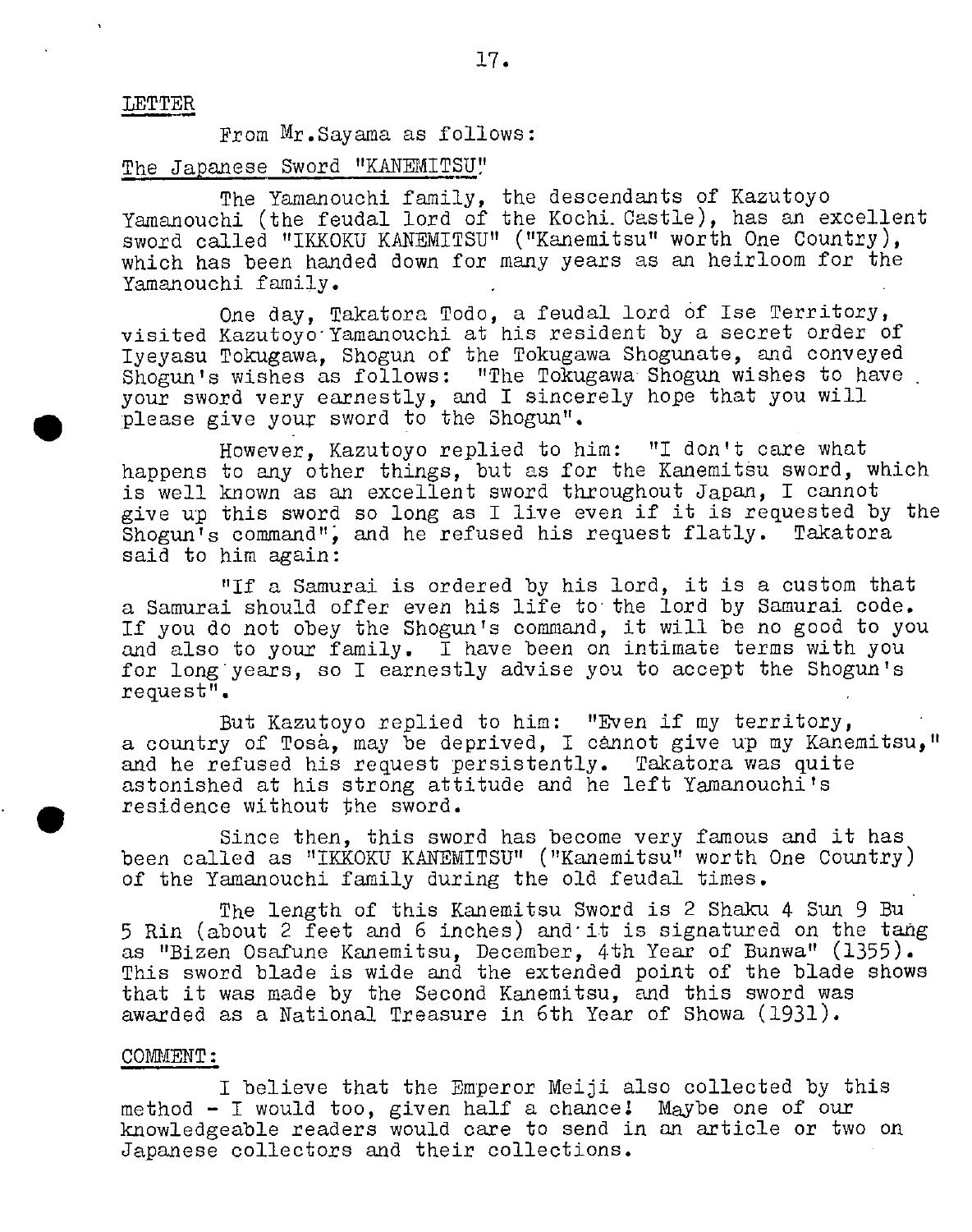LETTER

From Mr.Sayama as follows:

The Japanese Sword "KANEMITSU"

The Yamanouchi family, the descendants of Kazutoyo Yamanouchi (the feudal lord of the Kochi Castle), has an excellent sword called "IKKOKU KANEMITSU" ("Kanemitsu" worth One Country), which has been handed down for many years as an heirloom for the Yamanouchi family.

One day, Takatora Todo, a feudal lord of Ise Territory, visited Kazutoyo Yamanouchi at his resident by a secret order of Iyeyasu Tokugawa, Shogun of the Tokugawa Shogunate, and conveyed Shogun's wishes as follows: "The Tokugawa Shogun wishes to have your sword very earnestly, and I sincerely hope that you will please give your sword to the Shogun".

However, Kazutoyo replied to him: "I don't care what happens to any other things, but as for the Kanemitsu sword, which is well known as an excellent sword throughout Japan, I cannot give up this sword so long as I live even if it is requested by the Shogun's command", and he refused his request flatly. Takatora said to him again:

"If a Samurai is ordered by his lord, it is a custom that a Samurai should offer even his life to the lord by Samurai code. If you do not obey the Shogun's command, it will be no good to you and also to your family. I have been on intimate terms with you for long years, so I earnestly advise you to accept the Shogun's request".

But Kazutoyo replied to him: "Even if my territory, a country of Tosà, may be deprived, I cànnot give up my Kanemitsu," and he refused his request persistently. Takatora was quite astonished at his strong attitude and he left Yamanouchi's residence without the sword.

Since then, this sword has become very famous and it has been called as "IKKOKU KANEMITSU" ("Kanemitsu" worth One Country) of the Yamanouchi family during the old feudal times.

The length of this Kanemitsu Sword is 2 Shaku 4 Sun 9 Bu 5 Rin (about 2 feet and 6 inches) and it is signatured on the tang as "Bizen Osafune Kanemitsu, December, 4th Year of Bunwa" (1355). This sword blade is wide and the extended point of the blade shows that it was made by the Second Kanemitsu, and this sword was awarded as a National Treasure in 6th Year of Showa (1931).

COMMENT:

I believe that the Emperor Meiji also collected by this method - I would too, given half a chance! Maybe one of our knowledgeable readers would care to send in an article or two on Japanese collectors and their collections.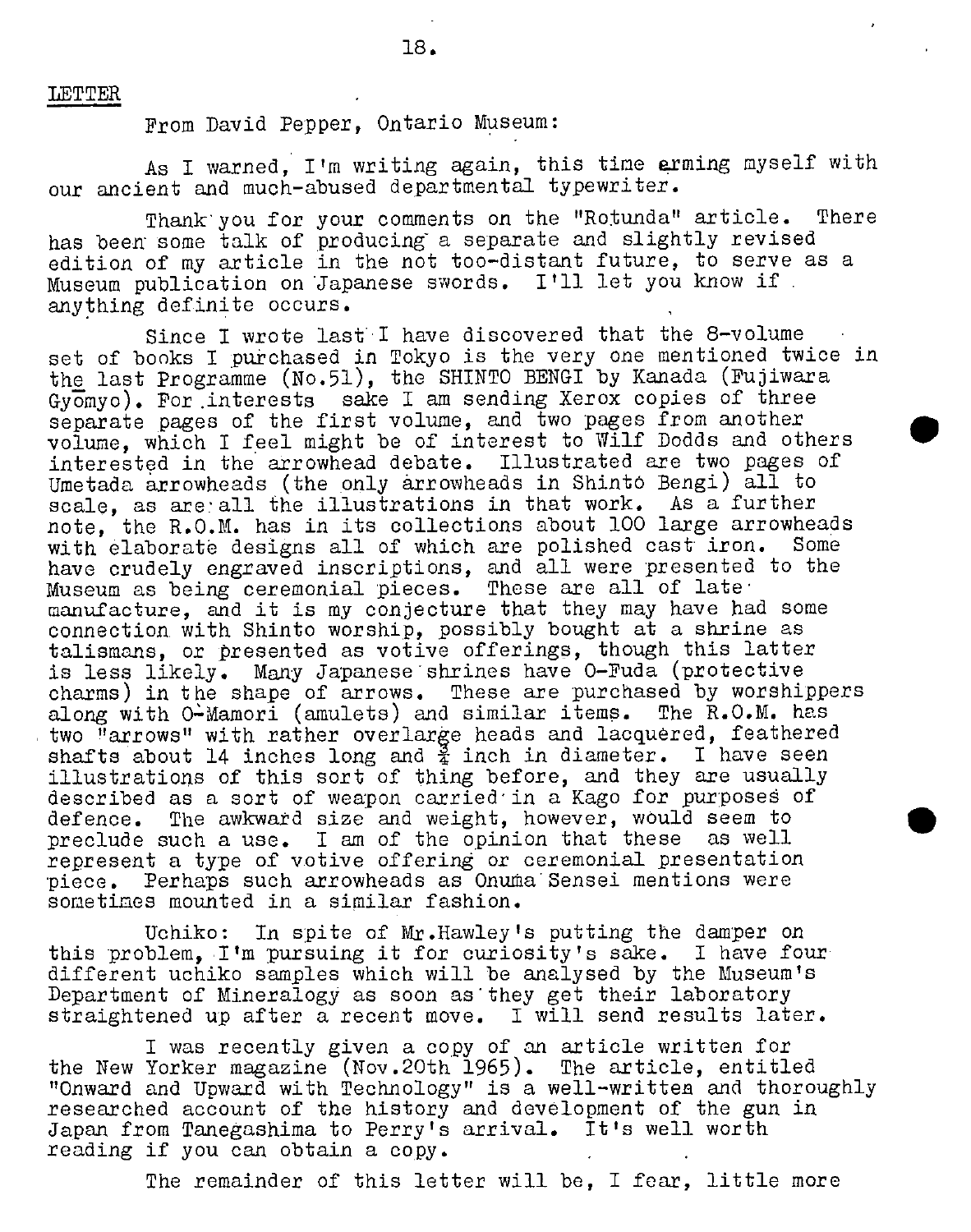LETTER

From David Pepper, Ontario Museum:

As I warned, I'm writing again, this time arming myself with our ancient and much-abused departmental typewriter.

Thank you for your comments on the "Rotunda" article. There has been some talk of producing a separate and slightly revised edition of my article in the not too-distant future, to serve as a Museum publication on Japanese swords. I'll let you know if anything definite occurs.

Since I wrote last I have discovered that the 8-volume set of books I purchased in Tokyo is the very one mentioned twice in the last Programme (No.51), the SHINTO BENGI by Kanada (Fujiwara Gyōmyo). For interests sake I am sending Xerox copies of three separate pages of the first volume, and two pages from another volume, which I feel might be of interest to Wilf Dodds and others interested in the arrowhead debate. Illustrated are two pages of Umetada arrowheads (the only arrowheads in Shintō Bengi) all to scale, as are all the illustrations in that work. As a further note, the R.O.M. has in its collections about 100 large arrowheads with elaborate designs all of which are polished cast iron. Some have crudely engraved inscriptions, and all were presented to the Museum as being ceremonial pieces. These are all of late manufacture, and it is my conjecture that they may have had some connection with Shinto worship, possibly bought at a shrine as talismans, or presented as votive offerings, though this latter is less likely. Many Japanese shrines have O-Fuda (protective charms) in the shape of arrows. These are purchased by worshippers along with O-Mamori (amulets) and similar items. The R.O.M. has two "arrows" with rather overlarge heads and lacquered, feathered shafts about 14 inches long and ¾ inch in diameter. I have seen illustrations of this sort of thing before, and they are usually described as a sort of weapon carried in a Kago for purposes of defence. The awkward size and weight, however, would seem to preclude such a use. I am of the opinion that these as well represent a type of votive offering or ceremonial presentation piece. Perhaps such arrowheads as Onuma Sensei mentions were sometimes mounted in a similar fashion.

Uchiko: In spite of Mr.Hawley's putting the damper on this problem, I'm pursuing it for curiosity's sake. I have four different uchiko samples which will be analysed by the Museum's Department of Mineralogy as soon as they get their laboratory straightened up after a recent move. I will send results later.

I was recently given a copy of an article written for the New Yorker magazine (Nov.20th 1965). The article, entitled "Onward and Upward with Technology" is a well-written and thoroughly researched account of the history and development of the gun in Japan from Tanegashima to Perry's arrival. It's well worth reading if you can obtain a copy.

The remainder of this letter will be, I fear, little more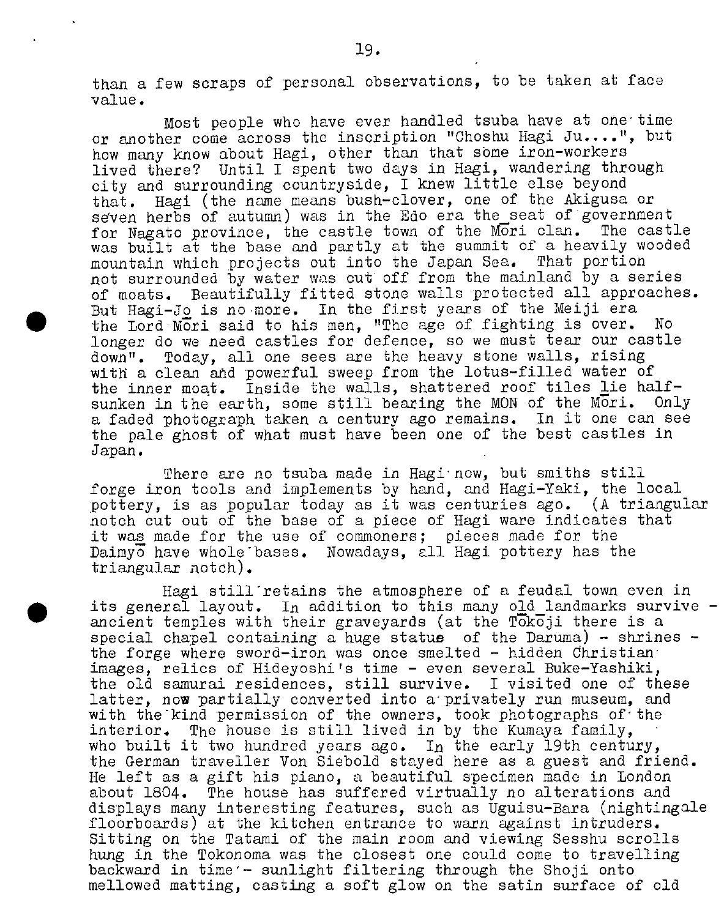than a few scraps of personal observations, to be taken at face value.

Most people who have ever handled tsuba have at one time or another come across the inscription "Choshu Hagi Ju....", but how many know about Hagi, other than that some iron-workers lived there? Until I spent two days in Hagi, wandering through city and surrounding countryside, I knew little else beyond that. Hagi (the name means bush-clover, one of the Akigusa or seven herbs of autumn) was in the Edo era the seat of government for Nagato province, the castle town of the Mōri clan. The castle was built at the base and partly at the summit of a heavily wooded mountain which projects out into the Japan Sea. That portion not surrounded by water was cut off from the mainland by a series of moats. Beautifully fitted stone walls protected all approaches. But Hagi-Jo is no more. In the first years of the Meiji era the Lord Mōri said to his men, "The age of fighting is over. No longer do we need castles for defence, so we must tear our castle down". Today, all one sees are the heavy stone walls, rising with a clean and powerful sweep from the lotus-filled water of the inner moat. Inside the walls, shattered roof tiles lie half-sunken in the earth, some still bearing the MON of the Mōri. Only a faded photograph taken a century ago remains. In it one can see the pale ghost of what must have been one of the best castles in Japan.

There are no tsuba made in Hagi now, but smiths still forge iron tools and implements by hand, and Hagi-Yaki, the local pottery, is as popular today as it was centuries ago. (A triangular notch cut out of the base of a piece of Hagi ware indicates that it was made for the use of commoners; pieces made for the Daimyō have whole bases. Nowadays, all Hagi pottery has the triangular notch).

Hagi still retains the atmosphere of a feudal town even in its general layout. In addition to this many old landmarks survive - ancient temples with their graveyards (at the Tōkōji there is a special chapel containing a huge statue of the Daruma) - shrines - the forge where sword-iron was once smelted - hidden Christian images, relics of Hideyoshi's time - even several Buke-Yashiki, the old samurai residences, still survive. I visited one of these latter, now partially converted into a privately run museum, and with the kind permission of the owners, took photographs of the interior. The house is still lived in by the Kumaya family, who built it two hundred years ago. In the early 19th century, the German traveller Von Siebold stayed here as a guest and friend. He left as a gift his piano, a beautiful specimen made in London about 1804. The house has suffered virtually no alterations and displays many interesting features, such as Uguisu-Bara (nightingale floorboards) at the kitchen entrance to warn against intruders. Sitting on the Tatami of the main room and viewing Sesshu scrolls hung in the Tokonoma was the closest one could come to travelling backward in time - sunlight filtering through the Shoji onto mellowed matting, casting a soft glow on the satin surface of old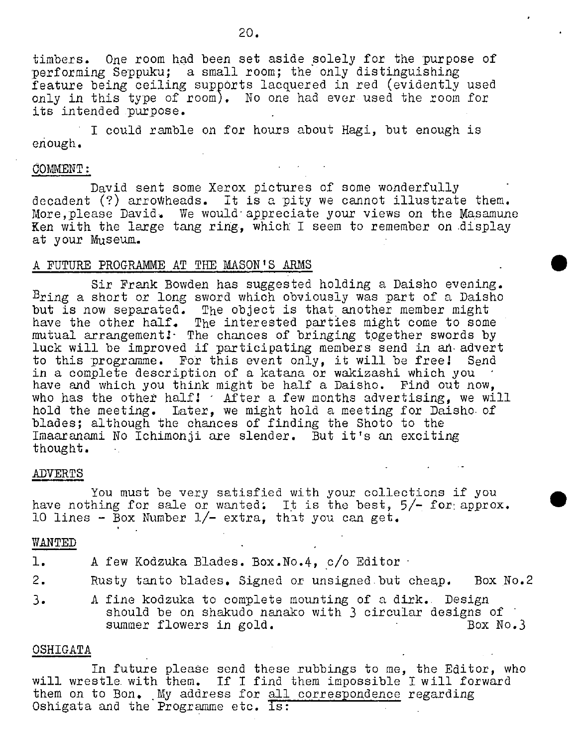timbers. One room had been set aside solely for the purpose of performing Seppuku; a small room; the only distinguishing feature being ceiling supports lacquered in red (evidently used only in this type of room). No one had ever used the room for its intended purpose.

I could ramble on for hours about Hagi, but enough is enough.

COMMENT:

David sent some Xerox pictures of some wonderfully decadent (?) arrowheads. It is a pity we cannot illustrate them. More, please David. We would appreciate your views on the Masamune Ken with the large tang ring, which I seem to remember on display at your Museum.

A FUTURE PROGRAMME AT THE MASON'S ARMS

Sir Frank Bowden has suggested holding a Daisho evening. Bring a short or long sword which obviously was part of a Daisho but is now separated. The object is that another member might have the other half. The interested parties might come to some mutual arrangement! The chances of bringing together swords by luck will be improved if participating members send in an advert to this programme. For this event only, it will be free! Send in a complete description of a katana or wakizashi which you have and which you think might be half a Daisho. Find out now, who has the other half! After a few months advertising, we will hold the meeting. Later, we might hold a meeting for Daisho of blades; although the chances of finding the Shoto to the Imaaranami No Ichimonji are slender. But it's an exciting thought.

ADVERTS

You must be very satisfied with your collections if you have nothing for sale or wanted. It is the best, 5/- for approx. 10 lines - Box Number 1/- extra, that you can get.

WANTED

1. A few Kodzuka Blades. Box.No.4, c/o Editor
2. Rusty tanto blades. Signed or unsigned but cheap. Box No.2
3. A fine kodzuka to complete mounting of a dirk. Design should be on shakudo nanako with 3 circular designs of summer flowers in gold. Box No.3

OSHIGATA

In future please send these rubbings to me, the Editor, who will wrestle with them. If I find them impossible I will forward them on to Bon. My address for all correspondence regarding Oshigata and the Programme etc. is: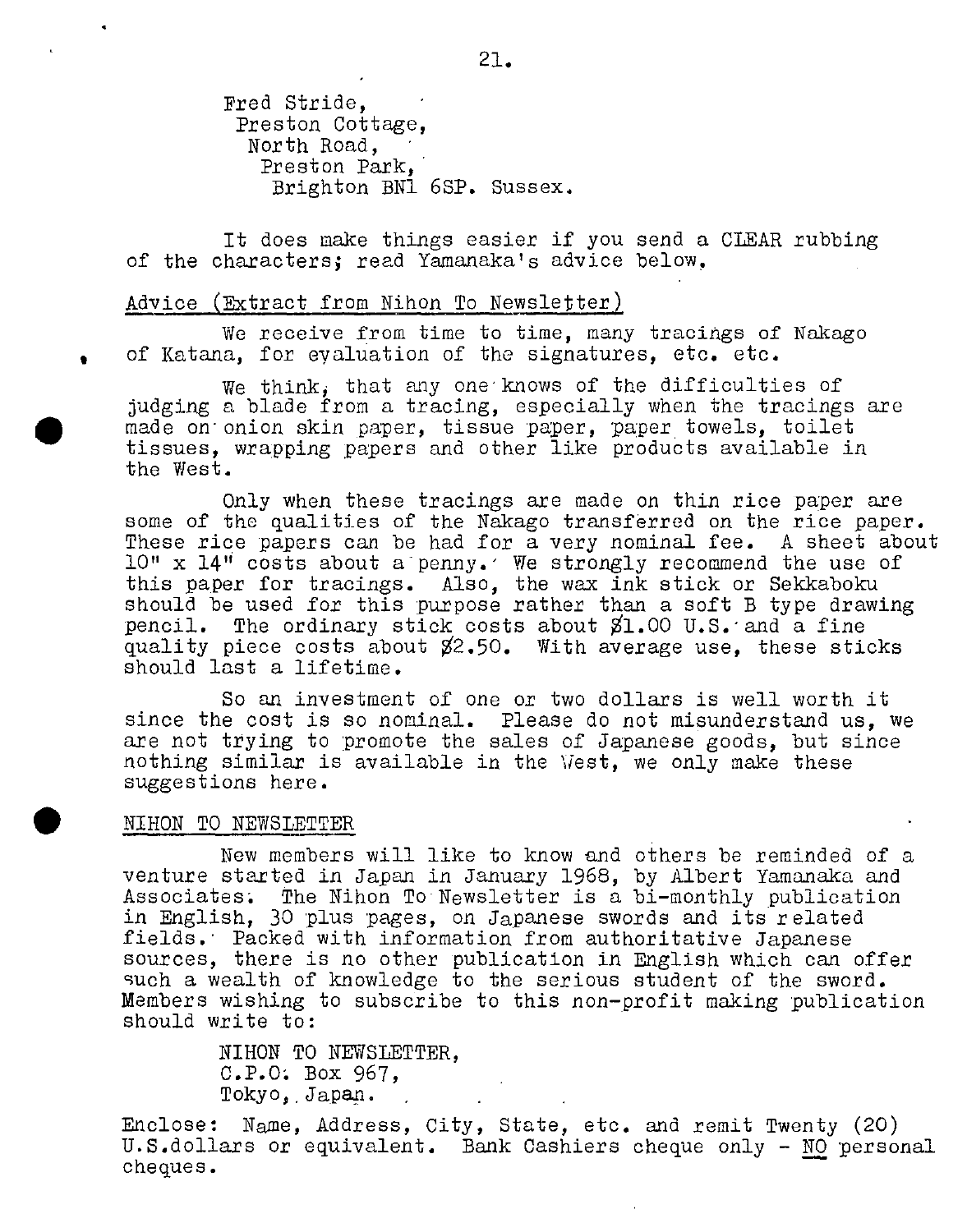Fred Stride,
Preston Cottage,
North Road,
Preston Park,
Brighton BN1 6SP. Sussex.

It does make things easier if you send a CLEAR rubbing of the characters; read Yamanaka's advice below.

Advice (Extract from Nihon To Newsletter)

We receive from time to time, many tracings of Nakago of Katana, for evaluation of the signatures, etc. etc.

We think, that any one knows of the difficulties of judging a blade from a tracing, especially when the tracings are made on onion skin paper, tissue paper, paper towels, toilet tissues, wrapping papers and other like products available in the West.

Only when these tracings are made on thin rice paper are some of the qualities of the Nakago transferred on the rice paper. These rice papers can be had for a very nominal fee. A sheet about 10" x 14" costs about a penny. We strongly recommend the use of this paper for tracings. Also, the wax ink stick or Sekkaboku should be used for this purpose rather than a soft B type drawing pencil. The ordinary stick costs about $1.00 U.S. and a fine quality piece costs about $2.50. With average use, these sticks should last a lifetime.

So an investment of one or two dollars is well worth it since the cost is so nominal. Please do not misunderstand us, we are not trying to promote the sales of Japanese goods, but since nothing similar is available in the West, we only make these suggestions here.

NIHON TO NEWSLETTER

New members will like to know and others be reminded of a venture started in Japan in January 1968, by Albert Yamanaka and Associates. The Nihon To Newsletter is a bi-monthly publication in English, 30 plus pages, on Japanese swords and its related fields. Packed with information from authoritative Japanese sources, there is no other publication in English which can offer such a wealth of knowledge to the serious student of the sword. Members wishing to subscribe to this non-profit making publication should write to:

NIHON TO NEWSLETTER,
C.P.O. Box 967,
Tokyo, Japan.

Enclose: Name, Address, City, State, etc. and remit Twenty (20) U.S.dollars or equivalent. Bank Cashiers cheque only - NO personal cheques.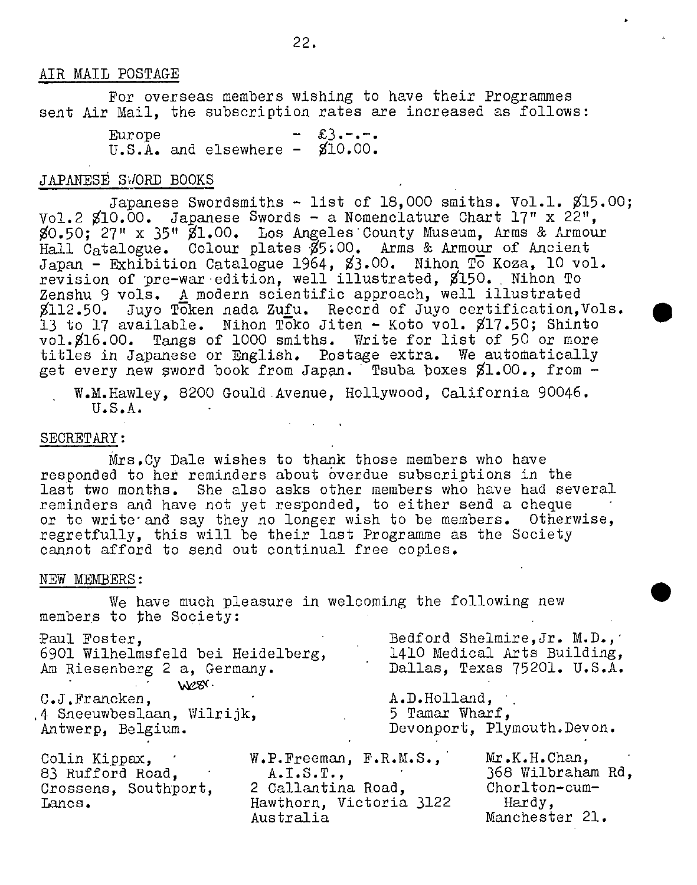## AIR MAIL POSTAGE

For overseas members wishing to have their Programmes sent Air Mail, the subscription rates are increased as follows:

Europe - £3.-.-.
U.S.A. and elsewhere - $10.00.

## JAPANESE SWORD BOOKS

Japanese Swordsmiths - list of 18,000 smiths. Vol.1. $15.00; Vol.2 $10.00. Japanese Swords - a Nomenclature Chart 17" x 22", $0.50; 27" x 35" $1.00. Los Angeles County Museum, Arms & Armour Hall Catalogue. Colour plates $5.00. Arms & Armour of Ancient Japan - Exhibition Catalogue 1964, $3.00. Nihon Tō Koza, 10 vol. revision of pre-war edition, well illustrated, $150. Nihon To Zenshu 9 vols. A modern scientific approach, well illustrated $112.50. Juyo Tōken nada Zufu. Record of Juyo certification, Vols. 13 to 17 available. Nihon Tōko Jiten - Koto vol. $17.50; Shinto vol. $16.00. Tangs of 1000 smiths. Write for list of 50 or more titles in Japanese or English. Postage extra. We automatically get every new sword book from Japan. Tsuba boxes $1.00., from -

W.M.Hawley, 8200 Gould Avenue, Hollywood, California 90046. U.S.A.

## SECRETARY:

Mrs.Cy Dale wishes to thank those members who have responded to her reminders about overdue subscriptions in the last two months. She also asks other members who have had several reminders and have not yet responded, to either send a cheque or to write and say they no longer wish to be members. Otherwise, regretfully, this will be their last Programme as the Society cannot afford to send out continual free copies.

## NEW MEMBERS:

We have much pleasure in welcoming the following new members to the Society:

Paul Foster,
6901 Wilhelmsfeld bei Heidelberg,
Am Riesenberg 2 a, Germany.
West.

Bedford Shelmire,Jr. M.D.,
1410 Medical Arts Building,
Dallas, Texas 75201. U.S.A.

C.J.Francken,
4 Sneeuwbeslaan, Wilrijk,
Antwerp, Belgium.

A.D.Holland,
5 Tamar Wharf,
Devonport, Plymouth.Devon.

Colin Kippax,
83 Rufford Road,
Crossens, Southport,
Lancs.

W.P.Freeman, F.R.M.S.,
A.I.S.T.,
2 Callantina Road,
Hawthorn, Victoria 3122
Australia

Mr.K.H.Chan,
368 Wilbraham Rd,
Chorlton-cum-
Hardy,
Manchester 21.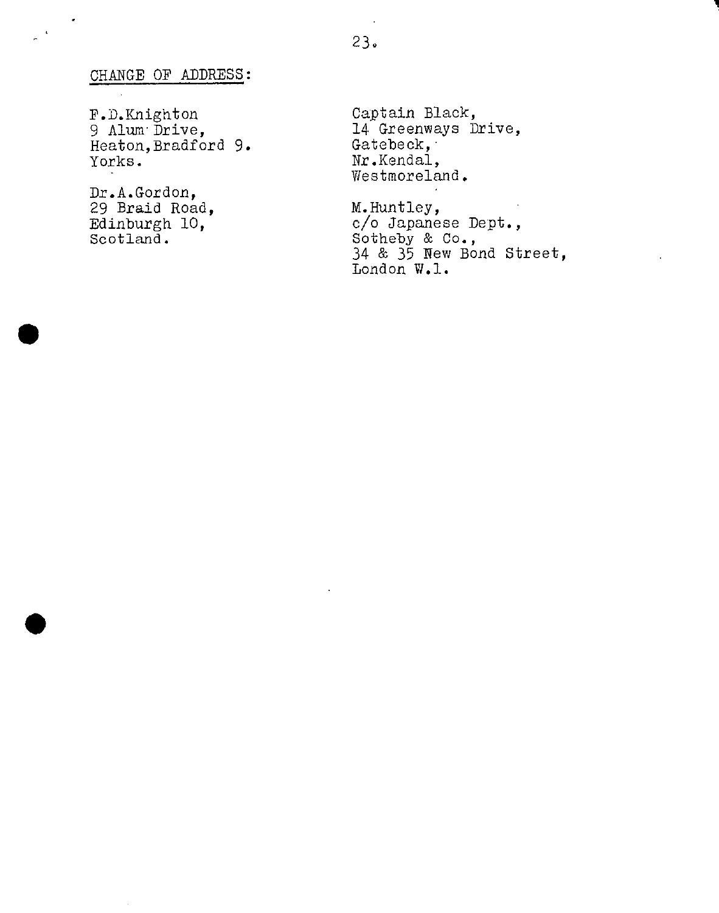## CHANGE OF ADDRESS:

F.D.Knighton
9 Alum Drive,
Heaton, Bradford 9.
Yorks.

Dr.A.Gordon,
29 Braid Road,
Edinburgh 10,
Scotland.

Captain Black,
14 Greenways Drive,
Gatebeck,
Nr.Kendal,
Westmoreland.

M.Huntley,
c/o Japanese Dept.,
Sotheby & Co.,
34 & 35 New Bond Street,
London W.1.